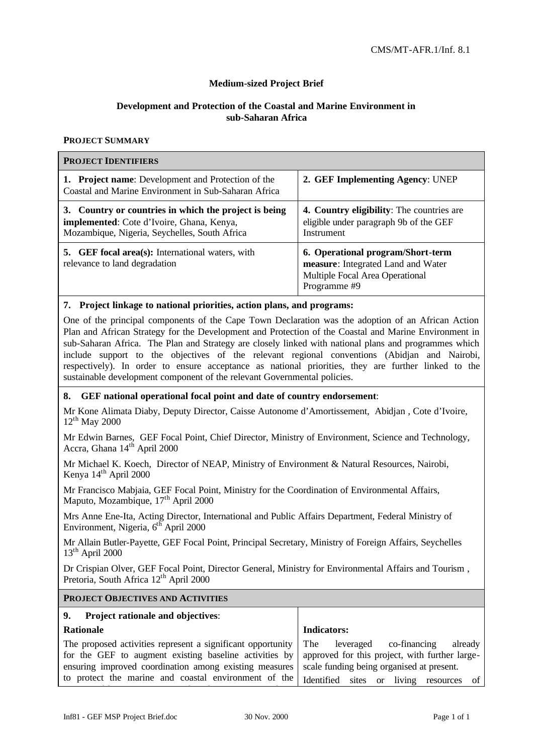CMS/MT-AFR.1/Inf. 8.1

**Medium-sized Project Brief**

**Development and Protection of the Coastal and Marine Environment in sub-Saharan Africa**

**PROJECT SUMMARY**

| **PROJECT IDENTIFIERS** | |
|---|---|
| **1. Project name**: Development and Protection of the Coastal and Marine Environment in Sub-Saharan Africa | **2. GEF Implementing Agency**: UNEP |
| **3. Country or countries in which the project is being implemented**: Cote d'Ivoire, Ghana, Kenya, Mozambique, Nigeria, Seychelles, South Africa | **4. Country eligibility**: The countries are eligible under paragraph 9b of the GEF Instrument |
| **5. GEF focal area(s):** International waters, with relevance to land degradation | **6. Operational program/Short-term measure**: Integrated Land and Water Multiple Focal Area Operational Programme #9 |

**7. Project linkage to national priorities, action plans, and programs:**

One of the principal components of the Cape Town Declaration was the adoption of an African Action Plan and African Strategy for the Development and Protection of the Coastal and Marine Environment in sub-Saharan Africa. The Plan and Strategy are closely linked with national plans and programmes which include support to the objectives of the relevant regional conventions (Abidjan and Nairobi, respectively). In order to ensure acceptance as national priorities, they are further linked to the sustainable development component of the relevant Governmental policies.

**8. GEF national operational focal point and date of country endorsement**:

Mr Kone Alimata Diaby, Deputy Director, Caisse Autonome d'Amortissement, Abidjan , Cote d'Ivoire, 12th May 2000

Mr Edwin Barnes, GEF Focal Point, Chief Director, Ministry of Environment, Science and Technology, Accra, Ghana 14th April 2000

Mr Michael K. Koech, Director of NEAP, Ministry of Environment & Natural Resources, Nairobi, Kenya 14th April 2000

Mr Francisco Mabjaia, GEF Focal Point, Ministry for the Coordination of Environmental Affairs, Maputo, Mozambique, 17th April 2000

Mrs Anne Ene-Ita, Acting Director, International and Public Affairs Department, Federal Ministry of Environment, Nigeria, 6th April 2000

Mr Allain Butler-Payette, GEF Focal Point, Principal Secretary, Ministry of Foreign Affairs, Seychelles 13th April 2000

Dr Crispian Olver, GEF Focal Point, Director General, Ministry for Environmental Affairs and Tourism , Pretoria, South Africa 12th April 2000

**PROJECT OBJECTIVES AND ACTIVITIES**

| **9. Project rationale and objectives**: | |
|---|---|
| **Rationale** | **Indicators:** |
| The proposed activities represent a significant opportunity for the GEF to augment existing baseline activities by ensuring improved coordination among existing measures to protect the marine and coastal environment of the | The leveraged co-financing already approved for this project, with further large-scale funding being organised at present. Identified sites or living resources of |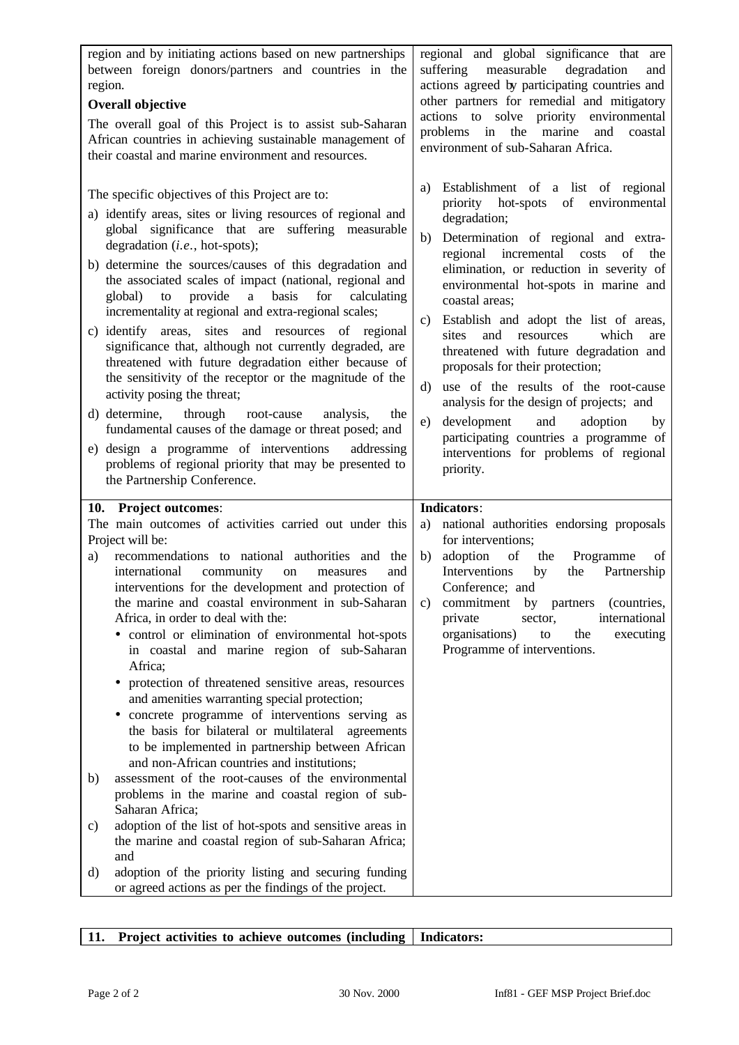| | |
|---|---|
| region and by initiating actions based on new partnerships between foreign donors/partners and countries in the region.<br><br>**Overall objective**<br><br>The overall goal of this Project is to assist sub-Saharan African countries in achieving sustainable management of their coastal and marine environment and resources.<br><br>The specific objectives of this Project are to:<br><br>a) identify areas, sites or living resources of regional and global significance that are suffering measurable degradation (*i.e.*, hot-spots);<br><br>b) determine the sources/causes of this degradation and the associated scales of impact (national, regional and global) to provide a basis for calculating incrementality at regional and extra-regional scales;<br><br>c) identify areas, sites and resources of regional significance that, although not currently degraded, are threatened with future degradation either because of the sensitivity of the receptor or the magnitude of the activity posing the threat;<br><br>d) determine, through root-cause analysis, the fundamental causes of the damage or threat posed; and<br><br>e) design a programme of interventions addressing problems of regional priority that may be presented to the Partnership Conference. | regional and global significance that are suffering measurable degradation and actions agreed by participating countries and other partners for remedial and mitigatory actions to solve priority environmental problems in the marine and coastal environment of sub-Saharan Africa.<br><br>a) Establishment of a list of regional priority hot-spots of environmental degradation;<br><br>b) Determination of regional and extra-regional incremental costs of the elimination, or reduction in severity of environmental hot-spots in marine and coastal areas;<br><br>c) Establish and adopt the list of areas, sites and resources which are threatened with future degradation and proposals for their protection;<br><br>d) use of the results of the root-cause analysis for the design of projects; and<br><br>e) development and adoption by participating countries a programme of interventions for problems of regional priority. |
| **10. Project outcomes**:<br><br>The main outcomes of activities carried out under this Project will be:<br><br>a) recommendations to national authorities and the international community on measures and interventions for the development and protection of the marine and coastal environment in sub-Saharan Africa, in order to deal with the:<br>• control or elimination of environmental hot-spots in coastal and marine region of sub-Saharan Africa;<br>• protection of threatened sensitive areas, resources and amenities warranting special protection;<br>• concrete programme of interventions serving as the basis for bilateral or multilateral agreements to be implemented in partnership between African and non-African countries and institutions;<br><br>b) assessment of the root-causes of the environmental problems in the marine and coastal region of sub-Saharan Africa;<br><br>c) adoption of the list of hot-spots and sensitive areas in the marine and coastal region of sub-Saharan Africa; and<br><br>d) adoption of the priority listing and securing funding or agreed actions as per the findings of the project. | **Indicators**:<br><br>a) national authorities endorsing proposals for interventions;<br><br>b) adoption of the Programme of Interventions by the Partnership Conference; and<br><br>c) commitment by partners (countries, private sector, international organisations) to the executing Programme of interventions. |

| | |
|---|---|
| **11. Project activities to achieve outcomes (including** | **Indicators:** |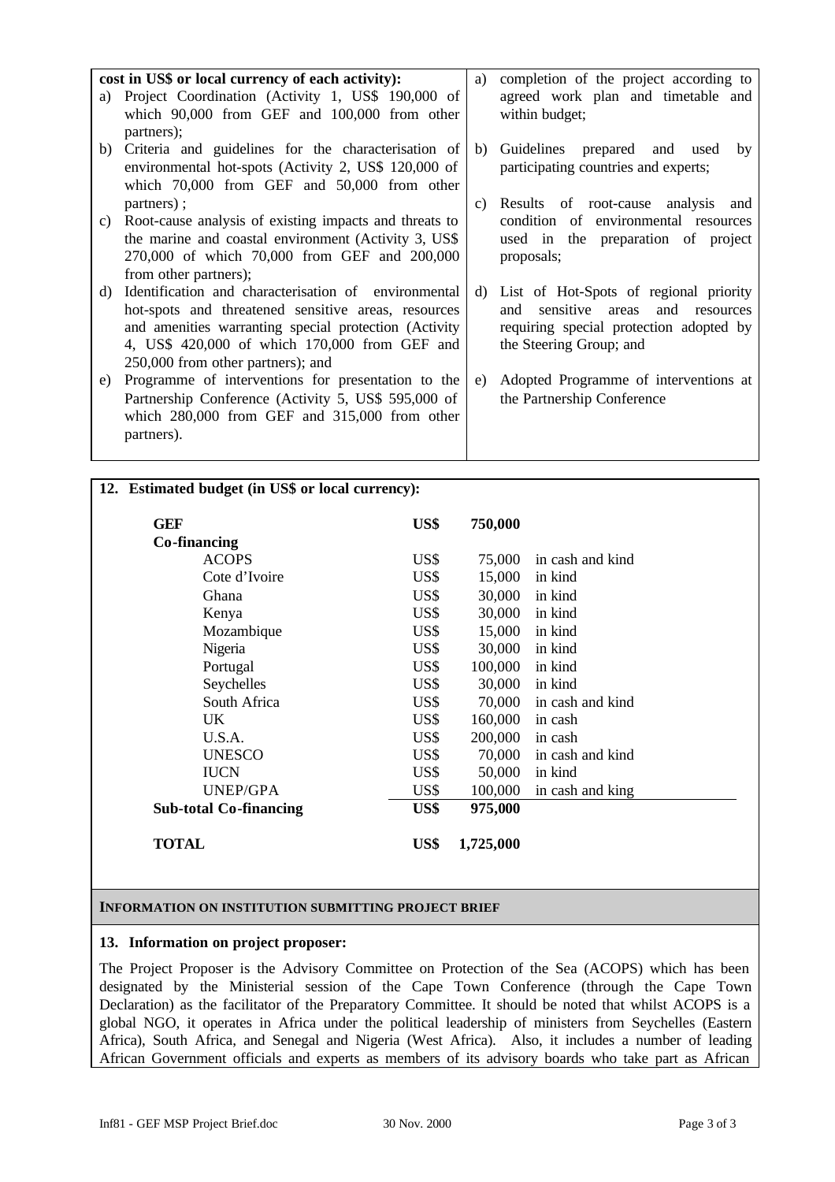| **cost in US$ or local currency of each activity):** | |
|---|---|
| a) Project Coordination (Activity 1, US$ 190,000 of which 90,000 from GEF and 100,000 from other partners); | a) completion of the project according to agreed work plan and timetable and within budget; |
| b) Criteria and guidelines for the characterisation of environmental hot-spots (Activity 2, US$ 120,000 of which 70,000 from GEF and 50,000 from other partners) ; | b) Guidelines prepared and used by participating countries and experts; |
| c) Root-cause analysis of existing impacts and threats to the marine and coastal environment (Activity 3, US$ 270,000 of which 70,000 from GEF and 200,000 from other partners); | c) Results of root-cause analysis and condition of environmental resources used in the preparation of project proposals; |
| d) Identification and characterisation of environmental hot-spots and threatened sensitive areas, resources and amenities warranting special protection (Activity 4, US$ 420,000 of which 170,000 from GEF and 250,000 from other partners); and | d) List of Hot-Spots of regional priority and sensitive areas and resources requiring special protection adopted by the Steering Group; and |
| e) Programme of interventions for presentation to the Partnership Conference (Activity 5, US$ 595,000 of which 280,000 from GEF and 315,000 from other partners). | e) Adopted Programme of interventions at the Partnership Conference |

**12. Estimated budget (in US$ or local currency):**

| | | | |
|---|---|---|---|
| **GEF** | **US$** | **750,000** | |
| **Co-financing** | | | |
| ACOPS | US$ | 75,000 | in cash and kind |
| Cote d'Ivoire | US$ | 15,000 | in kind |
| Ghana | US$ | 30,000 | in kind |
| Kenya | US$ | 30,000 | in kind |
| Mozambique | US$ | 15,000 | in kind |
| Nigeria | US$ | 30,000 | in kind |
| Portugal | US$ | 100,000 | in kind |
| Seychelles | US$ | 30,000 | in kind |
| South Africa | US$ | 70,000 | in cash and kind |
| UK | US$ | 160,000 | in cash |
| U.S.A. | US$ | 200,000 | in cash |
| UNESCO | US$ | 70,000 | in cash and kind |
| IUCN | US$ | 50,000 | in kind |
| UNEP/GPA | US$ | 100,000 | in cash and king |
| **Sub-total Co-financing** | **US$** | **975,000** | |
| **TOTAL** | **US$** | **1,725,000** | |

**INFORMATION ON INSTITUTION SUBMITTING PROJECT BRIEF**

**13. Information on project proposer:**

The Project Proposer is the Advisory Committee on Protection of the Sea (ACOPS) which has been designated by the Ministerial session of the Cape Town Conference (through the Cape Town Declaration) as the facilitator of the Preparatory Committee. It should be noted that whilst ACOPS is a global NGO, it operates in Africa under the political leadership of ministers from Seychelles (Eastern Africa), South Africa, and Senegal and Nigeria (West Africa). Also, it includes a number of leading African Government officials and experts as members of its advisory boards who take part as African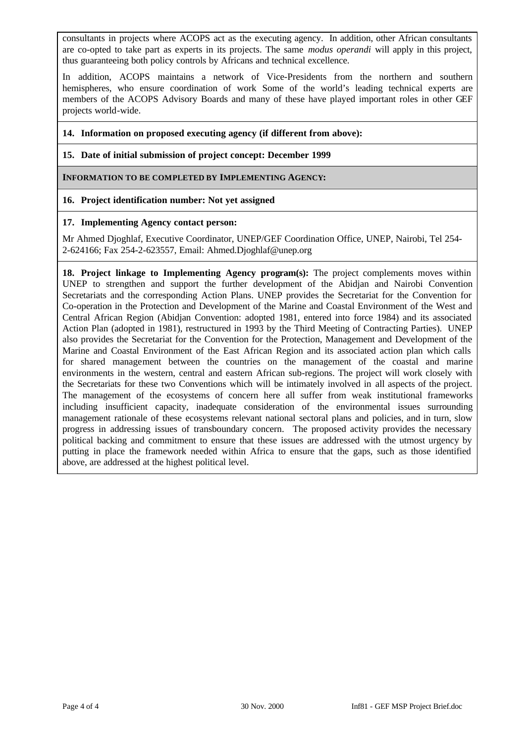consultants in projects where ACOPS act as the executing agency. In addition, other African consultants are co-opted to take part as experts in its projects. The same *modus operandi* will apply in this project, thus guaranteeing both policy controls by Africans and technical excellence.

In addition, ACOPS maintains a network of Vice-Presidents from the northern and southern hemispheres, who ensure coordination of work Some of the world's leading technical experts are members of the ACOPS Advisory Boards and many of these have played important roles in other GEF projects world-wide.

**14. Information on proposed executing agency (if different from above):**

**15. Date of initial submission of project concept: December 1999**

**INFORMATION TO BE COMPLETED BY IMPLEMENTING AGENCY:**

**16. Project identification number: Not yet assigned**

**17. Implementing Agency contact person:**

Mr Ahmed Djoghlaf, Executive Coordinator, UNEP/GEF Coordination Office, UNEP, Nairobi, Tel 254-2-624166; Fax 254-2-623557, Email: Ahmed.Djoghlaf@unep.org

**18. Project linkage to Implementing Agency program(s):** The project complements moves within UNEP to strengthen and support the further development of the Abidjan and Nairobi Convention Secretariats and the corresponding Action Plans. UNEP provides the Secretariat for the Convention for Co-operation in the Protection and Development of the Marine and Coastal Environment of the West and Central African Region (Abidjan Convention: adopted 1981, entered into force 1984) and its associated Action Plan (adopted in 1981), restructured in 1993 by the Third Meeting of Contracting Parties). UNEP also provides the Secretariat for the Convention for the Protection, Management and Development of the Marine and Coastal Environment of the East African Region and its associated action plan which calls for shared management between the countries on the management of the coastal and marine environments in the western, central and eastern African sub-regions. The project will work closely with the Secretariats for these two Conventions which will be intimately involved in all aspects of the project. The management of the ecosystems of concern here all suffer from weak institutional frameworks including insufficient capacity, inadequate consideration of the environmental issues surrounding management rationale of these ecosystems relevant national sectoral plans and policies, and in turn, slow progress in addressing issues of transboundary concern. The proposed activity provides the necessary political backing and commitment to ensure that these issues are addressed with the utmost urgency by putting in place the framework needed within Africa to ensure that the gaps, such as those identified above, are addressed at the highest political level.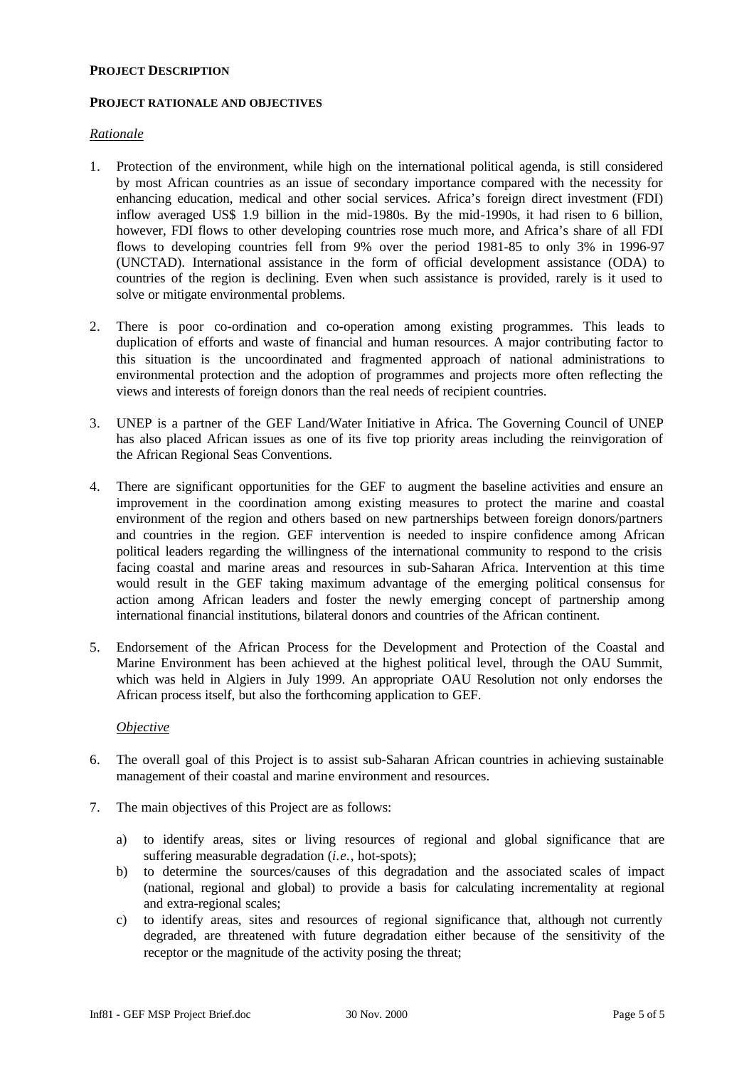**PROJECT DESCRIPTION**

**PROJECT RATIONALE AND OBJECTIVES**

*Rationale*

1. Protection of the environment, while high on the international political agenda, is still considered by most African countries as an issue of secondary importance compared with the necessity for enhancing education, medical and other social services. Africa's foreign direct investment (FDI) inflow averaged US$ 1.9 billion in the mid-1980s. By the mid-1990s, it had risen to 6 billion, however, FDI flows to other developing countries rose much more, and Africa's share of all FDI flows to developing countries fell from 9% over the period 1981-85 to only 3% in 1996-97 (UNCTAD). International assistance in the form of official development assistance (ODA) to countries of the region is declining. Even when such assistance is provided, rarely is it used to solve or mitigate environmental problems.

2. There is poor co-ordination and co-operation among existing programmes. This leads to duplication of efforts and waste of financial and human resources. A major contributing factor to this situation is the uncoordinated and fragmented approach of national administrations to environmental protection and the adoption of programmes and projects more often reflecting the views and interests of foreign donors than the real needs of recipient countries.

3. UNEP is a partner of the GEF Land/Water Initiative in Africa. The Governing Council of UNEP has also placed African issues as one of its five top priority areas including the reinvigoration of the African Regional Seas Conventions.

4. There are significant opportunities for the GEF to augment the baseline activities and ensure an improvement in the coordination among existing measures to protect the marine and coastal environment of the region and others based on new partnerships between foreign donors/partners and countries in the region. GEF intervention is needed to inspire confidence among African political leaders regarding the willingness of the international community to respond to the crisis facing coastal and marine areas and resources in sub-Saharan Africa. Intervention at this time would result in the GEF taking maximum advantage of the emerging political consensus for action among African leaders and foster the newly emerging concept of partnership among international financial institutions, bilateral donors and countries of the African continent.

5. Endorsement of the African Process for the Development and Protection of the Coastal and Marine Environment has been achieved at the highest political level, through the OAU Summit, which was held in Algiers in July 1999. An appropriate OAU Resolution not only endorses the African process itself, but also the forthcoming application to GEF.

*Objective*

6. The overall goal of this Project is to assist sub-Saharan African countries in achieving sustainable management of their coastal and marine environment and resources.

7. The main objectives of this Project are as follows:

   a) to identify areas, sites or living resources of regional and global significance that are suffering measurable degradation (*i.e.*, hot-spots);
   b) to determine the sources/causes of this degradation and the associated scales of impact (national, regional and global) to provide a basis for calculating incrementality at regional and extra-regional scales;
   c) to identify areas, sites and resources of regional significance that, although not currently degraded, are threatened with future degradation either because of the sensitivity of the receptor or the magnitude of the activity posing the threat;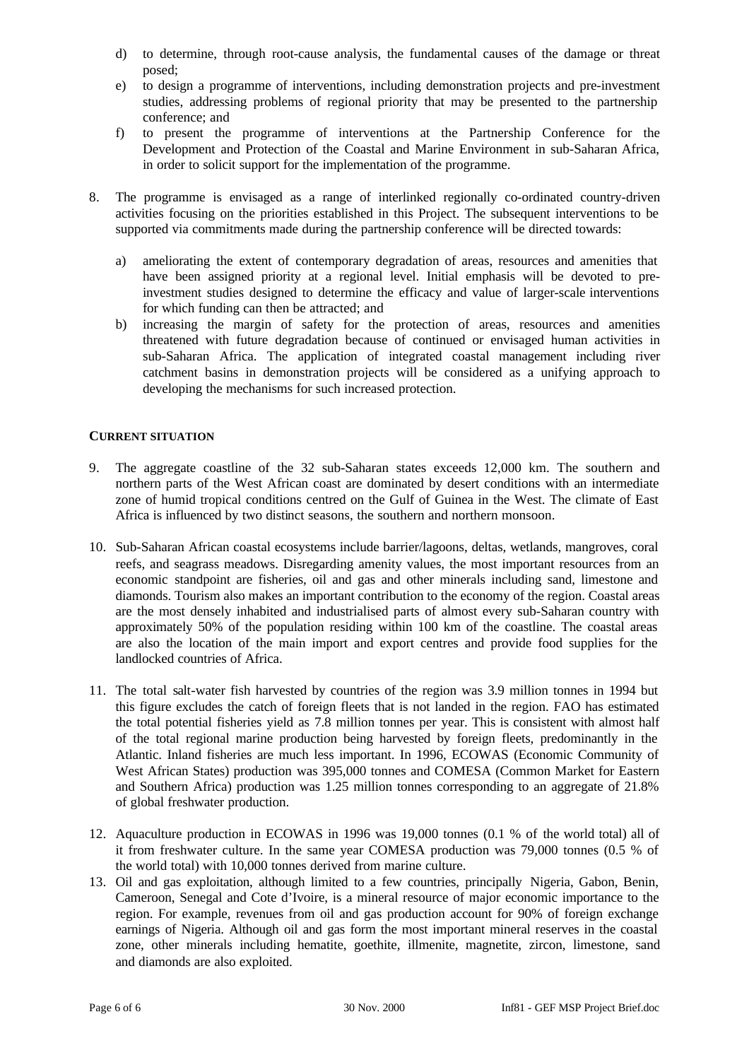d) to determine, through root-cause analysis, the fundamental causes of the damage or threat posed;
e) to design a programme of interventions, including demonstration projects and pre-investment studies, addressing problems of regional priority that may be presented to the partnership conference; and
f) to present the programme of interventions at the Partnership Conference for the Development and Protection of the Coastal and Marine Environment in sub-Saharan Africa, in order to solicit support for the implementation of the programme.

8. The programme is envisaged as a range of interlinked regionally co-ordinated country-driven activities focusing on the priorities established in this Project. The subsequent interventions to be supported via commitments made during the partnership conference will be directed towards:

   a) ameliorating the extent of contemporary degradation of areas, resources and amenities that have been assigned priority at a regional level. Initial emphasis will be devoted to pre-investment studies designed to determine the efficacy and value of larger-scale interventions for which funding can then be attracted; and
   b) increasing the margin of safety for the protection of areas, resources and amenities threatened with future degradation because of continued or envisaged human activities in sub-Saharan Africa. The application of integrated coastal management including river catchment basins in demonstration projects will be considered as a unifying approach to developing the mechanisms for such increased protection.

**CURRENT SITUATION**

9. The aggregate coastline of the 32 sub-Saharan states exceeds 12,000 km. The southern and northern parts of the West African coast are dominated by desert conditions with an intermediate zone of humid tropical conditions centred on the Gulf of Guinea in the West. The climate of East Africa is influenced by two distinct seasons, the southern and northern monsoon.

10. Sub-Saharan African coastal ecosystems include barrier/lagoons, deltas, wetlands, mangroves, coral reefs, and seagrass meadows. Disregarding amenity values, the most important resources from an economic standpoint are fisheries, oil and gas and other minerals including sand, limestone and diamonds. Tourism also makes an important contribution to the economy of the region. Coastal areas are the most densely inhabited and industrialised parts of almost every sub-Saharan country with approximately 50% of the population residing within 100 km of the coastline. The coastal areas are also the location of the main import and export centres and provide food supplies for the landlocked countries of Africa.

11. The total salt-water fish harvested by countries of the region was 3.9 million tonnes in 1994 but this figure excludes the catch of foreign fleets that is not landed in the region. FAO has estimated the total potential fisheries yield as 7.8 million tonnes per year. This is consistent with almost half of the total regional marine production being harvested by foreign fleets, predominantly in the Atlantic. Inland fisheries are much less important. In 1996, ECOWAS (Economic Community of West African States) production was 395,000 tonnes and COMESA (Common Market for Eastern and Southern Africa) production was 1.25 million tonnes corresponding to an aggregate of 21.8% of global freshwater production.

12. Aquaculture production in ECOWAS in 1996 was 19,000 tonnes (0.1 % of the world total) all of it from freshwater culture. In the same year COMESA production was 79,000 tonnes (0.5 % of the world total) with 10,000 tonnes derived from marine culture.

13. Oil and gas exploitation, although limited to a few countries, principally Nigeria, Gabon, Benin, Cameroon, Senegal and Cote d'Ivoire, is a mineral resource of major economic importance to the region. For example, revenues from oil and gas production account for 90% of foreign exchange earnings of Nigeria. Although oil and gas form the most important mineral reserves in the coastal zone, other minerals including hematite, goethite, illmenite, magnetite, zircon, limestone, sand and diamonds are also exploited.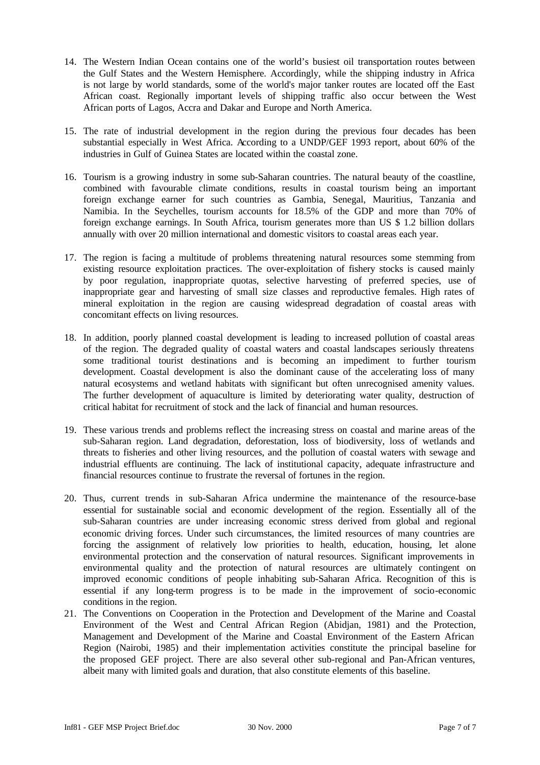14. The Western Indian Ocean contains one of the world's busiest oil transportation routes between the Gulf States and the Western Hemisphere. Accordingly, while the shipping industry in Africa is not large by world standards, some of the world's major tanker routes are located off the East African coast. Regionally important levels of shipping traffic also occur between the West African ports of Lagos, Accra and Dakar and Europe and North America.

15. The rate of industrial development in the region during the previous four decades has been substantial especially in West Africa. According to a UNDP/GEF 1993 report, about 60% of the industries in Gulf of Guinea States are located within the coastal zone.

16. Tourism is a growing industry in some sub-Saharan countries. The natural beauty of the coastline, combined with favourable climate conditions, results in coastal tourism being an important foreign exchange earner for such countries as Gambia, Senegal, Mauritius, Tanzania and Namibia. In the Seychelles, tourism accounts for 18.5% of the GDP and more than 70% of foreign exchange earnings. In South Africa, tourism generates more than US $ 1.2 billion dollars annually with over 20 million international and domestic visitors to coastal areas each year.

17. The region is facing a multitude of problems threatening natural resources some stemming from existing resource exploitation practices. The over-exploitation of fishery stocks is caused mainly by poor regulation, inappropriate quotas, selective harvesting of preferred species, use of inappropriate gear and harvesting of small size classes and reproductive females. High rates of mineral exploitation in the region are causing widespread degradation of coastal areas with concomitant effects on living resources.

18. In addition, poorly planned coastal development is leading to increased pollution of coastal areas of the region. The degraded quality of coastal waters and coastal landscapes seriously threatens some traditional tourist destinations and is becoming an impediment to further tourism development. Coastal development is also the dominant cause of the accelerating loss of many natural ecosystems and wetland habitats with significant but often unrecognised amenity values. The further development of aquaculture is limited by deteriorating water quality, destruction of critical habitat for recruitment of stock and the lack of financial and human resources.

19. These various trends and problems reflect the increasing stress on coastal and marine areas of the sub-Saharan region. Land degradation, deforestation, loss of biodiversity, loss of wetlands and threats to fisheries and other living resources, and the pollution of coastal waters with sewage and industrial effluents are continuing. The lack of institutional capacity, adequate infrastructure and financial resources continue to frustrate the reversal of fortunes in the region.

20. Thus, current trends in sub-Saharan Africa undermine the maintenance of the resource-base essential for sustainable social and economic development of the region. Essentially all of the sub-Saharan countries are under increasing economic stress derived from global and regional economic driving forces. Under such circumstances, the limited resources of many countries are forcing the assignment of relatively low priorities to health, education, housing, let alone environmental protection and the conservation of natural resources. Significant improvements in environmental quality and the protection of natural resources are ultimately contingent on improved economic conditions of people inhabiting sub-Saharan Africa. Recognition of this is essential if any long-term progress is to be made in the improvement of socio-economic conditions in the region.

21. The Conventions on Cooperation in the Protection and Development of the Marine and Coastal Environment of the West and Central African Region (Abidjan, 1981) and the Protection, Management and Development of the Marine and Coastal Environment of the Eastern African Region (Nairobi, 1985) and their implementation activities constitute the principal baseline for the proposed GEF project. There are also several other sub-regional and Pan-African ventures, albeit many with limited goals and duration, that also constitute elements of this baseline.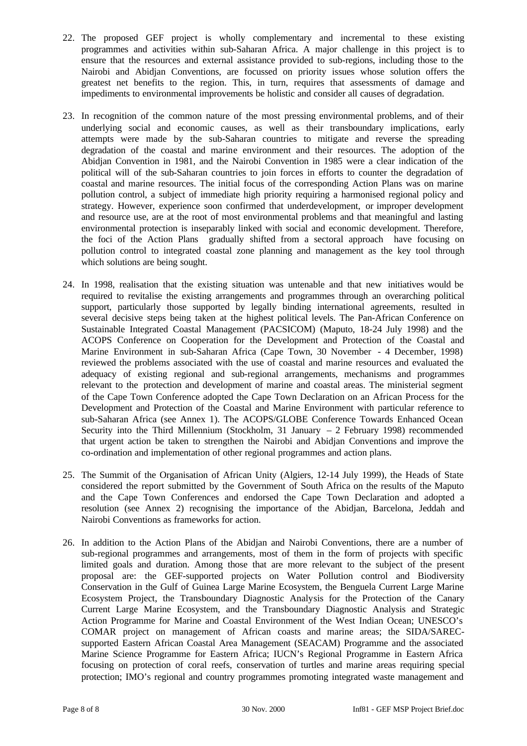22. The proposed GEF project is wholly complementary and incremental to these existing programmes and activities within sub-Saharan Africa. A major challenge in this project is to ensure that the resources and external assistance provided to sub-regions, including those to the Nairobi and Abidjan Conventions, are focussed on priority issues whose solution offers the greatest net benefits to the region. This, in turn, requires that assessments of damage and impediments to environmental improvements be holistic and consider all causes of degradation.

23. In recognition of the common nature of the most pressing environmental problems, and of their underlying social and economic causes, as well as their transboundary implications, early attempts were made by the sub-Saharan countries to mitigate and reverse the spreading degradation of the coastal and marine environment and their resources. The adoption of the Abidjan Convention in 1981, and the Nairobi Convention in 1985 were a clear indication of the political will of the sub-Saharan countries to join forces in efforts to counter the degradation of coastal and marine resources. The initial focus of the corresponding Action Plans was on marine pollution control, a subject of immediate high priority requiring a harmonised regional policy and strategy. However, experience soon confirmed that underdevelopment, or improper development and resource use, are at the root of most environmental problems and that meaningful and lasting environmental protection is inseparably linked with social and economic development. Therefore, the foci of the Action Plans gradually shifted from a sectoral approach have focusing on pollution control to integrated coastal zone planning and management as the key tool through which solutions are being sought.

24. In 1998, realisation that the existing situation was untenable and that new initiatives would be required to revitalise the existing arrangements and programmes through an overarching political support, particularly those supported by legally binding international agreements, resulted in several decisive steps being taken at the highest political levels. The Pan-African Conference on Sustainable Integrated Coastal Management (PACSICOM) (Maputo, 18-24 July 1998) and the ACOPS Conference on Cooperation for the Development and Protection of the Coastal and Marine Environment in sub-Saharan Africa (Cape Town, 30 November - 4 December, 1998) reviewed the problems associated with the use of coastal and marine resources and evaluated the adequacy of existing regional and sub-regional arrangements, mechanisms and programmes relevant to the protection and development of marine and coastal areas. The ministerial segment of the Cape Town Conference adopted the Cape Town Declaration on an African Process for the Development and Protection of the Coastal and Marine Environment with particular reference to sub-Saharan Africa (see Annex 1). The ACOPS/GLOBE Conference Towards Enhanced Ocean Security into the Third Millennium (Stockholm, 31 January – 2 February 1998) recommended that urgent action be taken to strengthen the Nairobi and Abidjan Conventions and improve the co-ordination and implementation of other regional programmes and action plans.

25. The Summit of the Organisation of African Unity (Algiers, 12-14 July 1999), the Heads of State considered the report submitted by the Government of South Africa on the results of the Maputo and the Cape Town Conferences and endorsed the Cape Town Declaration and adopted a resolution (see Annex 2) recognising the importance of the Abidjan, Barcelona, Jeddah and Nairobi Conventions as frameworks for action.

26. In addition to the Action Plans of the Abidjan and Nairobi Conventions, there are a number of sub-regional programmes and arrangements, most of them in the form of projects with specific limited goals and duration. Among those that are more relevant to the subject of the present proposal are: the GEF-supported projects on Water Pollution control and Biodiversity Conservation in the Gulf of Guinea Large Marine Ecosystem, the Benguela Current Large Marine Ecosystem Project, the Transboundary Diagnostic Analysis for the Protection of the Canary Current Large Marine Ecosystem, and the Transboundary Diagnostic Analysis and Strategic Action Programme for Marine and Coastal Environment of the West Indian Ocean; UNESCO's COMAR project on management of African coasts and marine areas; the SIDA/SAREC-supported Eastern African Coastal Area Management (SEACAM) Programme and the associated Marine Science Programme for Eastern Africa; IUCN's Regional Programme in Eastern Africa focusing on protection of coral reefs, conservation of turtles and marine areas requiring special protection; IMO's regional and country programmes promoting integrated waste management and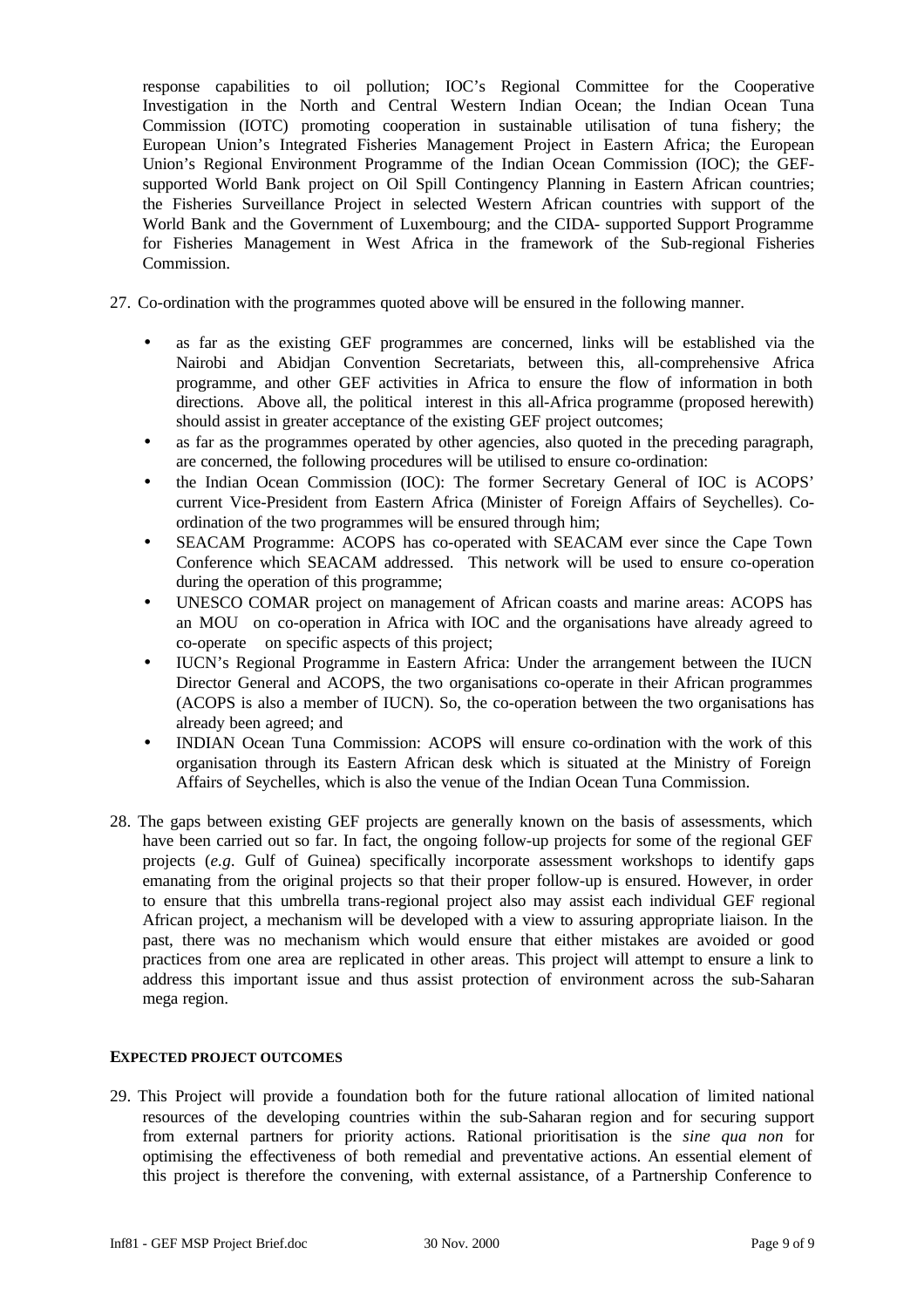response capabilities to oil pollution; IOC's Regional Committee for the Cooperative Investigation in the North and Central Western Indian Ocean; the Indian Ocean Tuna Commission (IOTC) promoting cooperation in sustainable utilisation of tuna fishery; the European Union's Integrated Fisheries Management Project in Eastern Africa; the European Union's Regional Environment Programme of the Indian Ocean Commission (IOC); the GEF-supported World Bank project on Oil Spill Contingency Planning in Eastern African countries; the Fisheries Surveillance Project in selected Western African countries with support of the World Bank and the Government of Luxembourg; and the CIDA- supported Support Programme for Fisheries Management in West Africa in the framework of the Sub-regional Fisheries Commission.

27. Co-ordination with the programmes quoted above will be ensured in the following manner.

- as far as the existing GEF programmes are concerned, links will be established via the Nairobi and Abidjan Convention Secretariats, between this, all-comprehensive Africa programme, and other GEF activities in Africa to ensure the flow of information in both directions. Above all, the political interest in this all-Africa programme (proposed herewith) should assist in greater acceptance of the existing GEF project outcomes;
- as far as the programmes operated by other agencies, also quoted in the preceding paragraph, are concerned, the following procedures will be utilised to ensure co-ordination:
- the Indian Ocean Commission (IOC): The former Secretary General of IOC is ACOPS' current Vice-President from Eastern Africa (Minister of Foreign Affairs of Seychelles). Co-ordination of the two programmes will be ensured through him;
- SEACAM Programme: ACOPS has co-operated with SEACAM ever since the Cape Town Conference which SEACAM addressed. This network will be used to ensure co-operation during the operation of this programme;
- UNESCO COMAR project on management of African coasts and marine areas: ACOPS has an MOU on co-operation in Africa with IOC and the organisations have already agreed to co-operate on specific aspects of this project;
- IUCN's Regional Programme in Eastern Africa: Under the arrangement between the IUCN Director General and ACOPS, the two organisations co-operate in their African programmes (ACOPS is also a member of IUCN). So, the co-operation between the two organisations has already been agreed; and
- INDIAN Ocean Tuna Commission: ACOPS will ensure co-ordination with the work of this organisation through its Eastern African desk which is situated at the Ministry of Foreign Affairs of Seychelles, which is also the venue of the Indian Ocean Tuna Commission.

28. The gaps between existing GEF projects are generally known on the basis of assessments, which have been carried out so far. In fact, the ongoing follow-up projects for some of the regional GEF projects (*e.g.* Gulf of Guinea) specifically incorporate assessment workshops to identify gaps emanating from the original projects so that their proper follow-up is ensured. However, in order to ensure that this umbrella trans-regional project also may assist each individual GEF regional African project, a mechanism will be developed with a view to assuring appropriate liaison. In the past, there was no mechanism which would ensure that either mistakes are avoided or good practices from one area are replicated in other areas. This project will attempt to ensure a link to address this important issue and thus assist protection of environment across the sub-Saharan mega region.

**EXPECTED PROJECT OUTCOMES**

29. This Project will provide a foundation both for the future rational allocation of limited national resources of the developing countries within the sub-Saharan region and for securing support from external partners for priority actions. Rational prioritisation is the *sine qua non* for optimising the effectiveness of both remedial and preventative actions. An essential element of this project is therefore the convening, with external assistance, of a Partnership Conference to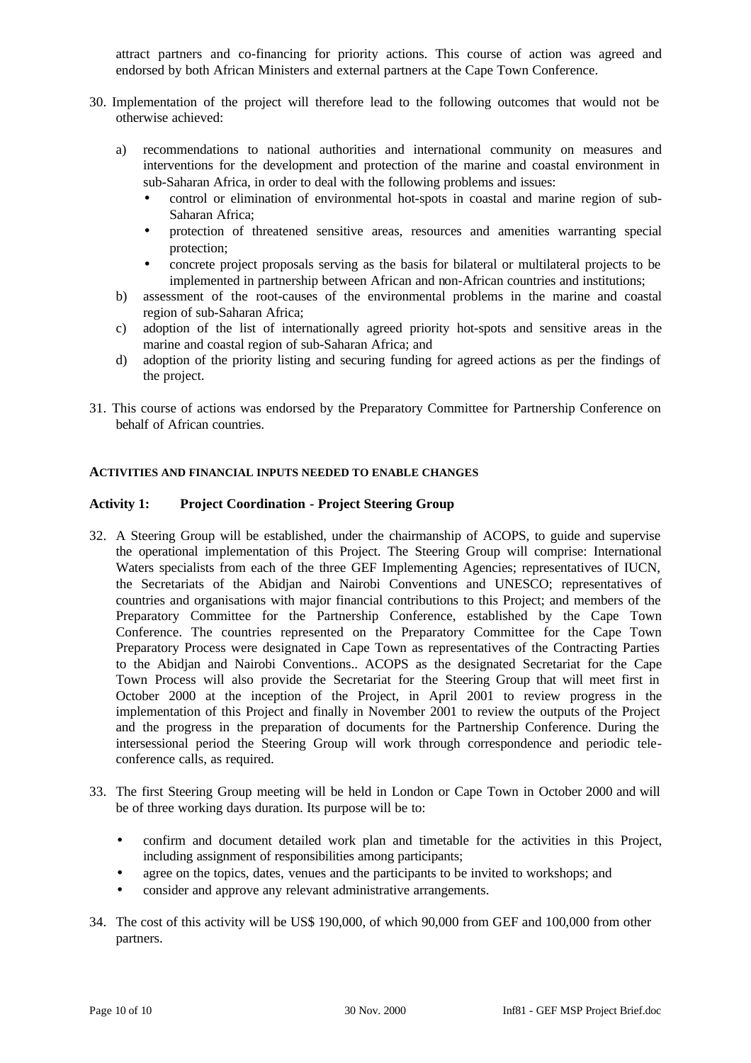attract partners and co-financing for priority actions. This course of action was agreed and endorsed by both African Ministers and external partners at the Cape Town Conference.

30. Implementation of the project will therefore lead to the following outcomes that would not be otherwise achieved:

    a) recommendations to national authorities and international community on measures and interventions for the development and protection of the marine and coastal environment in sub-Saharan Africa, in order to deal with the following problems and issues:
        - control or elimination of environmental hot-spots in coastal and marine region of sub-Saharan Africa;
        - protection of threatened sensitive areas, resources and amenities warranting special protection;
        - concrete project proposals serving as the basis for bilateral or multilateral projects to be implemented in partnership between African and non-African countries and institutions;
    b) assessment of the root-causes of the environmental problems in the marine and coastal region of sub-Saharan Africa;
    c) adoption of the list of internationally agreed priority hot-spots and sensitive areas in the marine and coastal region of sub-Saharan Africa; and
    d) adoption of the priority listing and securing funding for agreed actions as per the findings of the project.

31. This course of actions was endorsed by the Preparatory Committee for Partnership Conference on behalf of African countries.

**ACTIVITIES AND FINANCIAL INPUTS NEEDED TO ENABLE CHANGES**

**Activity 1: Project Coordination - Project Steering Group**

32. A Steering Group will be established, under the chairmanship of ACOPS, to guide and supervise the operational implementation of this Project. The Steering Group will comprise: International Waters specialists from each of the three GEF Implementing Agencies; representatives of IUCN, the Secretariats of the Abidjan and Nairobi Conventions and UNESCO; representatives of countries and organisations with major financial contributions to this Project; and members of the Preparatory Committee for the Partnership Conference, established by the Cape Town Conference. The countries represented on the Preparatory Committee for the Cape Town Preparatory Process were designated in Cape Town as representatives of the Contracting Parties to the Abidjan and Nairobi Conventions.. ACOPS as the designated Secretariat for the Cape Town Process will also provide the Secretariat for the Steering Group that will meet first in October 2000 at the inception of the Project, in April 2001 to review progress in the implementation of this Project and finally in November 2001 to review the outputs of the Project and the progress in the preparation of documents for the Partnership Conference. During the intersessional period the Steering Group will work through correspondence and periodic tele-conference calls, as required.

33. The first Steering Group meeting will be held in London or Cape Town in October 2000 and will be of three working days duration. Its purpose will be to:

    - confirm and document detailed work plan and timetable for the activities in this Project, including assignment of responsibilities among participants;
    - agree on the topics, dates, venues and the participants to be invited to workshops; and
    - consider and approve any relevant administrative arrangements.

34. The cost of this activity will be US$ 190,000, of which 90,000 from GEF and 100,000 from other partners.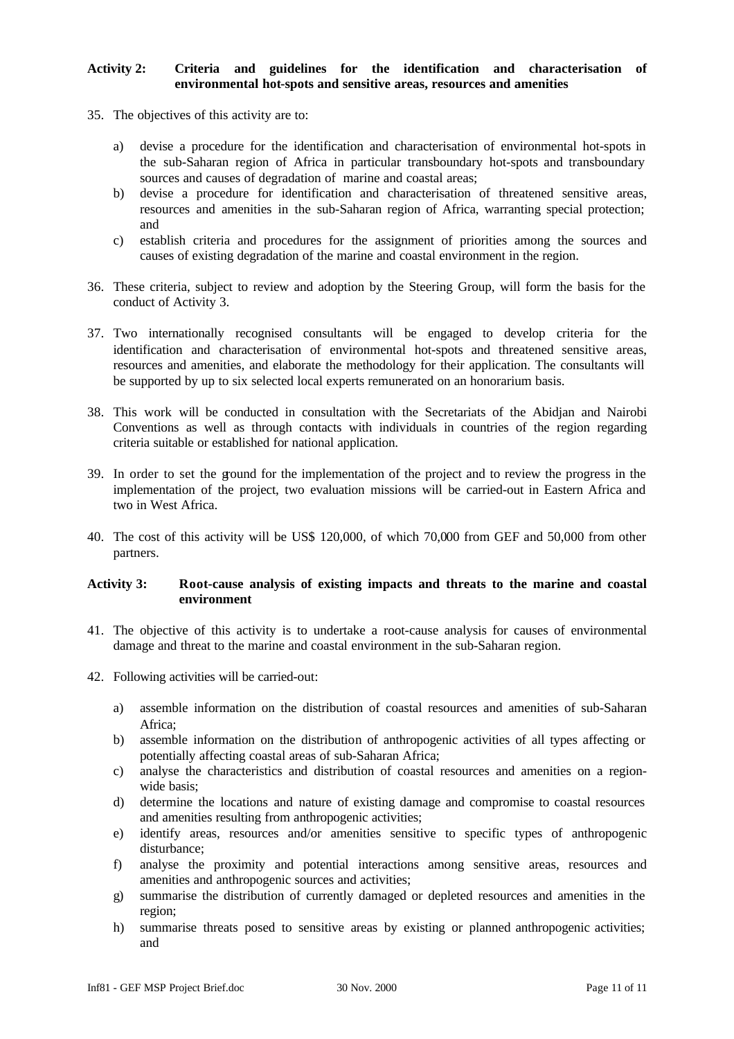**Activity 2: Criteria and guidelines for the identification and characterisation of environmental hot-spots and sensitive areas, resources and amenities**

35. The objectives of this activity are to:

    a) devise a procedure for the identification and characterisation of environmental hot-spots in the sub-Saharan region of Africa in particular transboundary hot-spots and transboundary sources and causes of degradation of marine and coastal areas;
    b) devise a procedure for identification and characterisation of threatened sensitive areas, resources and amenities in the sub-Saharan region of Africa, warranting special protection; and
    c) establish criteria and procedures for the assignment of priorities among the sources and causes of existing degradation of the marine and coastal environment in the region.

36. These criteria, subject to review and adoption by the Steering Group, will form the basis for the conduct of Activity 3.

37. Two internationally recognised consultants will be engaged to develop criteria for the identification and characterisation of environmental hot-spots and threatened sensitive areas, resources and amenities, and elaborate the methodology for their application. The consultants will be supported by up to six selected local experts remunerated on an honorarium basis.

38. This work will be conducted in consultation with the Secretariats of the Abidjan and Nairobi Conventions as well as through contacts with individuals in countries of the region regarding criteria suitable or established for national application.

39. In order to set the ground for the implementation of the project and to review the progress in the implementation of the project, two evaluation missions will be carried-out in Eastern Africa and two in West Africa.

40. The cost of this activity will be US$ 120,000, of which 70,000 from GEF and 50,000 from other partners.

**Activity 3: Root-cause analysis of existing impacts and threats to the marine and coastal environment**

41. The objective of this activity is to undertake a root-cause analysis for causes of environmental damage and threat to the marine and coastal environment in the sub-Saharan region.

42. Following activities will be carried-out:

    a) assemble information on the distribution of coastal resources and amenities of sub-Saharan Africa;
    b) assemble information on the distribution of anthropogenic activities of all types affecting or potentially affecting coastal areas of sub-Saharan Africa;
    c) analyse the characteristics and distribution of coastal resources and amenities on a region-wide basis;
    d) determine the locations and nature of existing damage and compromise to coastal resources and amenities resulting from anthropogenic activities;
    e) identify areas, resources and/or amenities sensitive to specific types of anthropogenic disturbance;
    f) analyse the proximity and potential interactions among sensitive areas, resources and amenities and anthropogenic sources and activities;
    g) summarise the distribution of currently damaged or depleted resources and amenities in the region;
    h) summarise threats posed to sensitive areas by existing or planned anthropogenic activities; and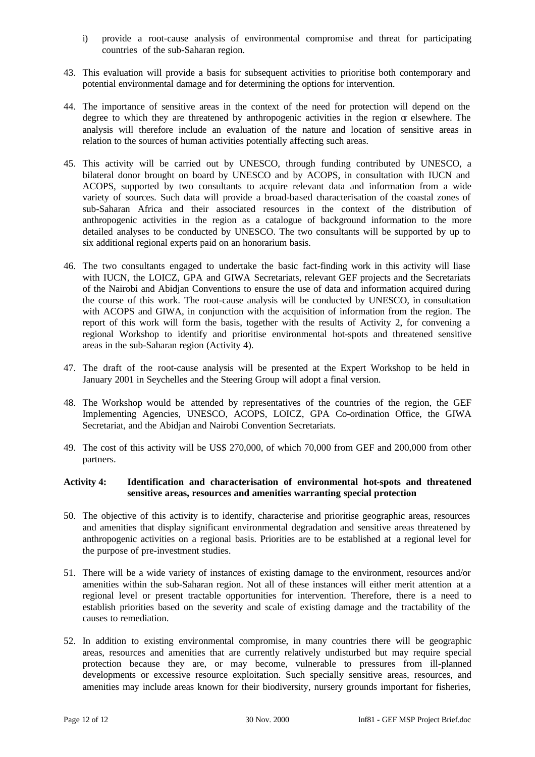i) provide a root-cause analysis of environmental compromise and threat for participating countries of the sub-Saharan region.

43. This evaluation will provide a basis for subsequent activities to prioritise both contemporary and potential environmental damage and for determining the options for intervention.

44. The importance of sensitive areas in the context of the need for protection will depend on the degree to which they are threatened by anthropogenic activities in the region or elsewhere. The analysis will therefore include an evaluation of the nature and location of sensitive areas in relation to the sources of human activities potentially affecting such areas.

45. This activity will be carried out by UNESCO, through funding contributed by UNESCO, a bilateral donor brought on board by UNESCO and by ACOPS, in consultation with IUCN and ACOPS, supported by two consultants to acquire relevant data and information from a wide variety of sources. Such data will provide a broad-based characterisation of the coastal zones of sub-Saharan Africa and their associated resources in the context of the distribution of anthropogenic activities in the region as a catalogue of background information to the more detailed analyses to be conducted by UNESCO. The two consultants will be supported by up to six additional regional experts paid on an honorarium basis.

46. The two consultants engaged to undertake the basic fact-finding work in this activity will liase with IUCN, the LOICZ, GPA and GIWA Secretariats, relevant GEF projects and the Secretariats of the Nairobi and Abidjan Conventions to ensure the use of data and information acquired during the course of this work. The root-cause analysis will be conducted by UNESCO, in consultation with ACOPS and GIWA, in conjunction with the acquisition of information from the region. The report of this work will form the basis, together with the results of Activity 2, for convening a regional Workshop to identify and prioritise environmental hot-spots and threatened sensitive areas in the sub-Saharan region (Activity 4).

47. The draft of the root-cause analysis will be presented at the Expert Workshop to be held in January 2001 in Seychelles and the Steering Group will adopt a final version.

48. The Workshop would be attended by representatives of the countries of the region, the GEF Implementing Agencies, UNESCO, ACOPS, LOICZ, GPA Co-ordination Office, the GIWA Secretariat, and the Abidjan and Nairobi Convention Secretariats.

49. The cost of this activity will be US$ 270,000, of which 70,000 from GEF and 200,000 from other partners.

**Activity 4: Identification and characterisation of environmental hot-spots and threatened sensitive areas, resources and amenities warranting special protection**

50. The objective of this activity is to identify, characterise and prioritise geographic areas, resources and amenities that display significant environmental degradation and sensitive areas threatened by anthropogenic activities on a regional basis. Priorities are to be established at a regional level for the purpose of pre-investment studies.

51. There will be a wide variety of instances of existing damage to the environment, resources and/or amenities within the sub-Saharan region. Not all of these instances will either merit attention at a regional level or present tractable opportunities for intervention. Therefore, there is a need to establish priorities based on the severity and scale of existing damage and the tractability of the causes to remediation.

52. In addition to existing environmental compromise, in many countries there will be geographic areas, resources and amenities that are currently relatively undisturbed but may require special protection because they are, or may become, vulnerable to pressures from ill-planned developments or excessive resource exploitation. Such specially sensitive areas, resources, and amenities may include areas known for their biodiversity, nursery grounds important for fisheries,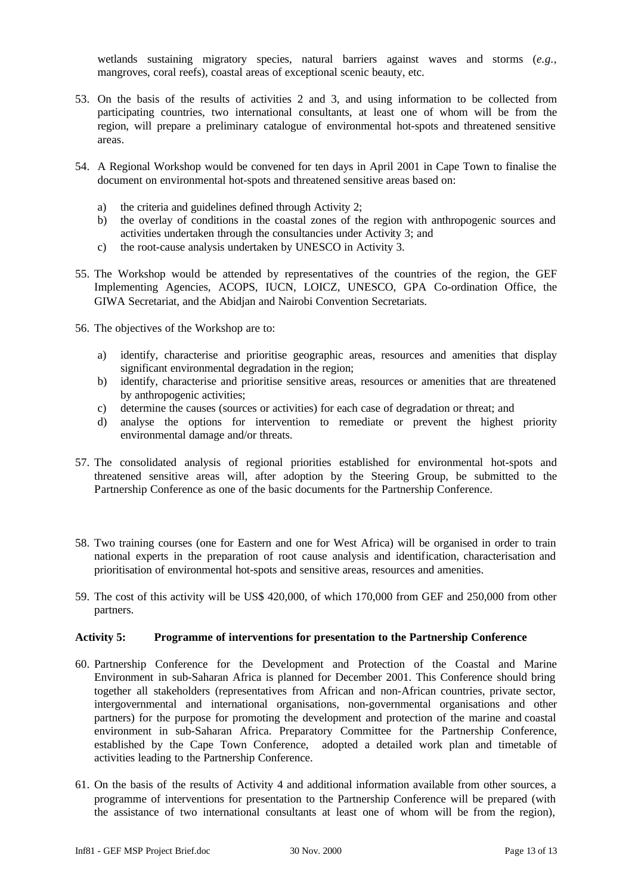wetlands sustaining migratory species, natural barriers against waves and storms (*e.g.*, mangroves, coral reefs), coastal areas of exceptional scenic beauty, etc.

53. On the basis of the results of activities 2 and 3, and using information to be collected from participating countries, two international consultants, at least one of whom will be from the region, will prepare a preliminary catalogue of environmental hot-spots and threatened sensitive areas.

54. A Regional Workshop would be convened for ten days in April 2001 in Cape Town to finalise the document on environmental hot-spots and threatened sensitive areas based on:

    a) the criteria and guidelines defined through Activity 2;
    b) the overlay of conditions in the coastal zones of the region with anthropogenic sources and activities undertaken through the consultancies under Activity 3; and
    c) the root-cause analysis undertaken by UNESCO in Activity 3.

55. The Workshop would be attended by representatives of the countries of the region, the GEF Implementing Agencies, ACOPS, IUCN, LOICZ, UNESCO, GPA Co-ordination Office, the GIWA Secretariat, and the Abidjan and Nairobi Convention Secretariats.

56. The objectives of the Workshop are to:

    a) identify, characterise and prioritise geographic areas, resources and amenities that display significant environmental degradation in the region;
    b) identify, characterise and prioritise sensitive areas, resources or amenities that are threatened by anthropogenic activities;
    c) determine the causes (sources or activities) for each case of degradation or threat; and
    d) analyse the options for intervention to remediate or prevent the highest priority environmental damage and/or threats.

57. The consolidated analysis of regional priorities established for environmental hot-spots and threatened sensitive areas will, after adoption by the Steering Group, be submitted to the Partnership Conference as one of the basic documents for the Partnership Conference.

58. Two training courses (one for Eastern and one for West Africa) will be organised in order to train national experts in the preparation of root cause analysis and identification, characterisation and prioritisation of environmental hot-spots and sensitive areas, resources and amenities.

59. The cost of this activity will be US$ 420,000, of which 170,000 from GEF and 250,000 from other partners.

**Activity 5: Programme of interventions for presentation to the Partnership Conference**

60. Partnership Conference for the Development and Protection of the Coastal and Marine Environment in sub-Saharan Africa is planned for December 2001. This Conference should bring together all stakeholders (representatives from African and non-African countries, private sector, intergovernmental and international organisations, non-governmental organisations and other partners) for the purpose for promoting the development and protection of the marine and coastal environment in sub-Saharan Africa. Preparatory Committee for the Partnership Conference, established by the Cape Town Conference, adopted a detailed work plan and timetable of activities leading to the Partnership Conference.

61. On the basis of the results of Activity 4 and additional information available from other sources, a programme of interventions for presentation to the Partnership Conference will be prepared (with the assistance of two international consultants at least one of whom will be from the region),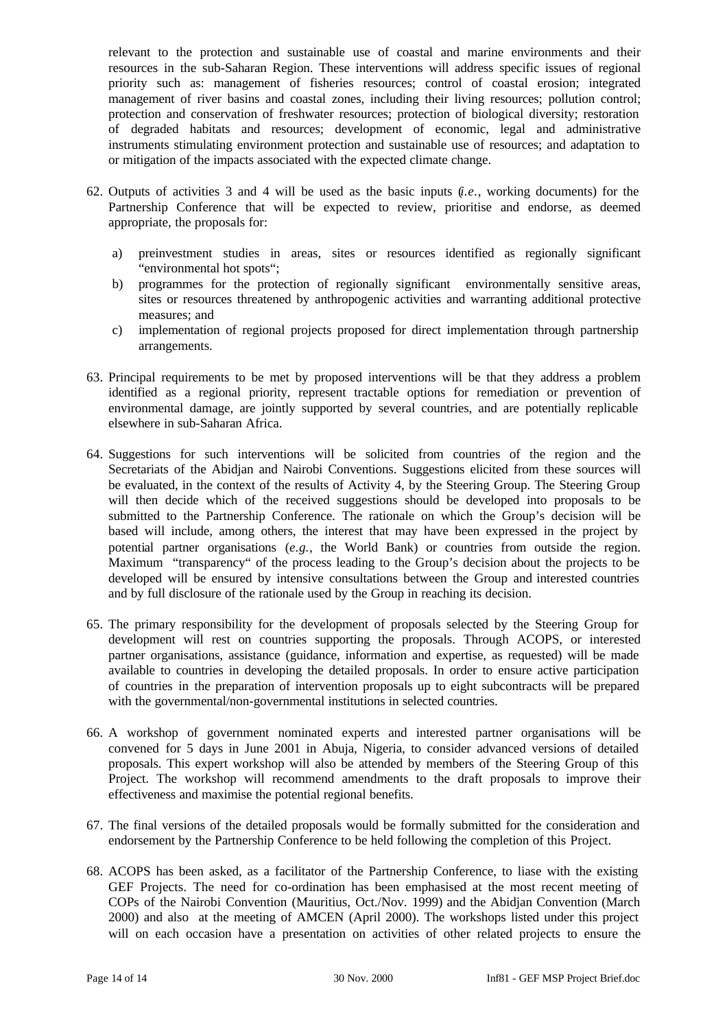relevant to the protection and sustainable use of coastal and marine environments and their resources in the sub-Saharan Region. These interventions will address specific issues of regional priority such as: management of fisheries resources; control of coastal erosion; integrated management of river basins and coastal zones, including their living resources; pollution control; protection and conservation of freshwater resources; protection of biological diversity; restoration of degraded habitats and resources; development of economic, legal and administrative instruments stimulating environment protection and sustainable use of resources; and adaptation to or mitigation of the impacts associated with the expected climate change.

62. Outputs of activities 3 and 4 will be used as the basic inputs (*i.e.*, working documents) for the Partnership Conference that will be expected to review, prioritise and endorse, as deemed appropriate, the proposals for:

    a) preinvestment studies in areas, sites or resources identified as regionally significant "environmental hot spots";
    b) programmes for the protection of regionally significant environmentally sensitive areas, sites or resources threatened by anthropogenic activities and warranting additional protective measures; and
    c) implementation of regional projects proposed for direct implementation through partnership arrangements.

63. Principal requirements to be met by proposed interventions will be that they address a problem identified as a regional priority, represent tractable options for remediation or prevention of environmental damage, are jointly supported by several countries, and are potentially replicable elsewhere in sub-Saharan Africa.

64. Suggestions for such interventions will be solicited from countries of the region and the Secretariats of the Abidjan and Nairobi Conventions. Suggestions elicited from these sources will be evaluated, in the context of the results of Activity 4, by the Steering Group. The Steering Group will then decide which of the received suggestions should be developed into proposals to be submitted to the Partnership Conference. The rationale on which the Group's decision will be based will include, among others, the interest that may have been expressed in the project by potential partner organisations (*e.g.*, the World Bank) or countries from outside the region. Maximum "transparency" of the process leading to the Group's decision about the projects to be developed will be ensured by intensive consultations between the Group and interested countries and by full disclosure of the rationale used by the Group in reaching its decision.

65. The primary responsibility for the development of proposals selected by the Steering Group for development will rest on countries supporting the proposals. Through ACOPS, or interested partner organisations, assistance (guidance, information and expertise, as requested) will be made available to countries in developing the detailed proposals. In order to ensure active participation of countries in the preparation of intervention proposals up to eight subcontracts will be prepared with the governmental/non-governmental institutions in selected countries.

66. A workshop of government nominated experts and interested partner organisations will be convened for 5 days in June 2001 in Abuja, Nigeria, to consider advanced versions of detailed proposals. This expert workshop will also be attended by members of the Steering Group of this Project. The workshop will recommend amendments to the draft proposals to improve their effectiveness and maximise the potential regional benefits.

67. The final versions of the detailed proposals would be formally submitted for the consideration and endorsement by the Partnership Conference to be held following the completion of this Project.

68. ACOPS has been asked, as a facilitator of the Partnership Conference, to liase with the existing GEF Projects. The need for co-ordination has been emphasised at the most recent meeting of COPs of the Nairobi Convention (Mauritius, Oct./Nov. 1999) and the Abidjan Convention (March 2000) and also at the meeting of AMCEN (April 2000). The workshops listed under this project will on each occasion have a presentation on activities of other related projects to ensure the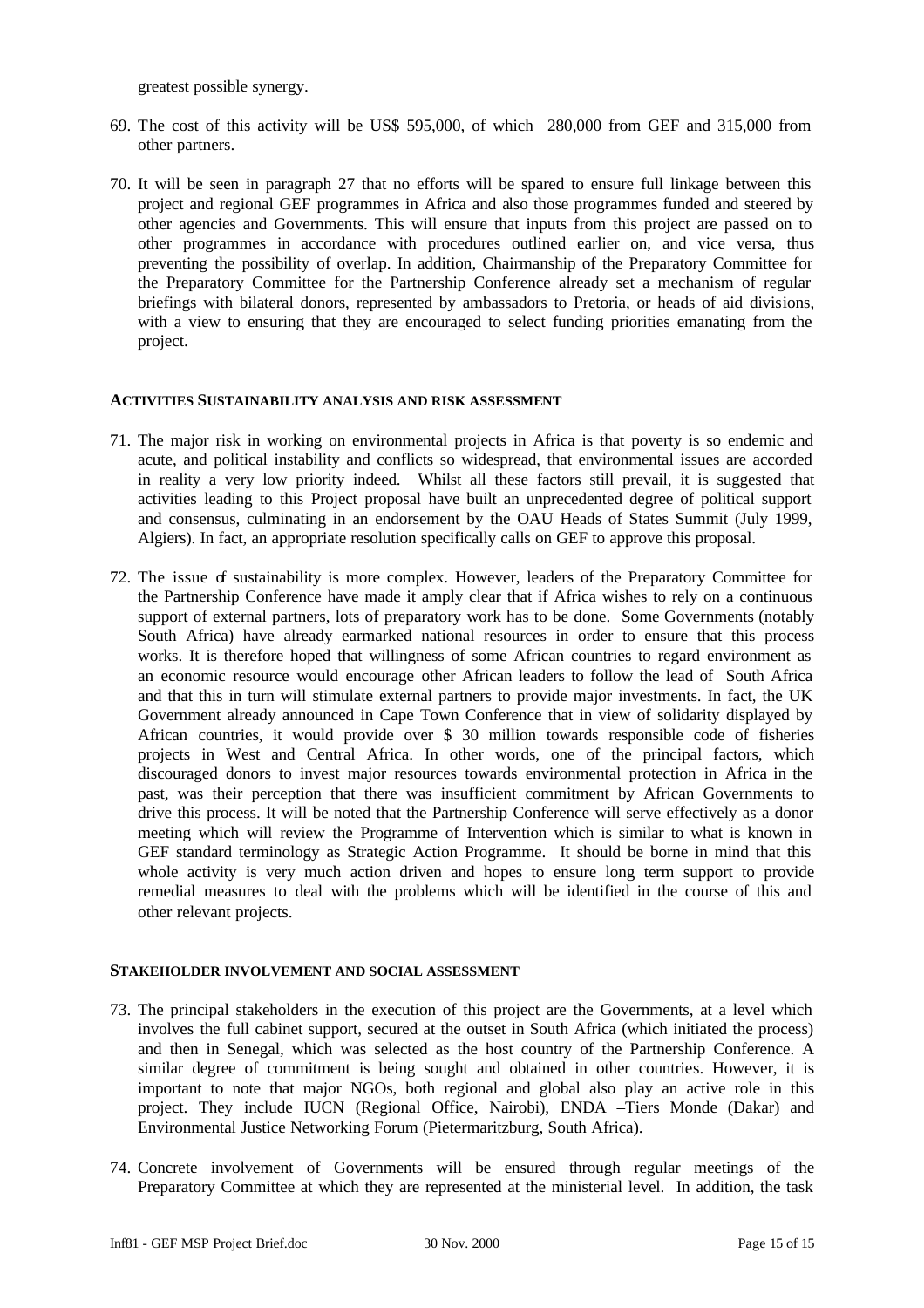greatest possible synergy.

69. The cost of this activity will be US$ 595,000, of which 280,000 from GEF and 315,000 from other partners.

70. It will be seen in paragraph 27 that no efforts will be spared to ensure full linkage between this project and regional GEF programmes in Africa and also those programmes funded and steered by other agencies and Governments. This will ensure that inputs from this project are passed on to other programmes in accordance with procedures outlined earlier on, and vice versa, thus preventing the possibility of overlap. In addition, Chairmanship of the Preparatory Committee for the Preparatory Committee for the Partnership Conference already set a mechanism of regular briefings with bilateral donors, represented by ambassadors to Pretoria, or heads of aid divisions, with a view to ensuring that they are encouraged to select funding priorities emanating from the project.

#### ACTIVITIES SUSTAINABILITY ANALYSIS AND RISK ASSESSMENT

71. The major risk in working on environmental projects in Africa is that poverty is so endemic and acute, and political instability and conflicts so widespread, that environmental issues are accorded in reality a very low priority indeed. Whilst all these factors still prevail, it is suggested that activities leading to this Project proposal have built an unprecedented degree of political support and consensus, culminating in an endorsement by the OAU Heads of States Summit (July 1999, Algiers). In fact, an appropriate resolution specifically calls on GEF to approve this proposal.

72. The issue of sustainability is more complex. However, leaders of the Preparatory Committee for the Partnership Conference have made it amply clear that if Africa wishes to rely on a continuous support of external partners, lots of preparatory work has to be done. Some Governments (notably South Africa) have already earmarked national resources in order to ensure that this process works. It is therefore hoped that willingness of some African countries to regard environment as an economic resource would encourage other African leaders to follow the lead of South Africa and that this in turn will stimulate external partners to provide major investments. In fact, the UK Government already announced in Cape Town Conference that in view of solidarity displayed by African countries, it would provide over $ 30 million towards responsible code of fisheries projects in West and Central Africa. In other words, one of the principal factors, which discouraged donors to invest major resources towards environmental protection in Africa in the past, was their perception that there was insufficient commitment by African Governments to drive this process. It will be noted that the Partnership Conference will serve effectively as a donor meeting which will review the Programme of Intervention which is similar to what is known in GEF standard terminology as Strategic Action Programme. It should be borne in mind that this whole activity is very much action driven and hopes to ensure long term support to provide remedial measures to deal with the problems which will be identified in the course of this and other relevant projects.

#### STAKEHOLDER INVOLVEMENT AND SOCIAL ASSESSMENT

73. The principal stakeholders in the execution of this project are the Governments, at a level which involves the full cabinet support, secured at the outset in South Africa (which initiated the process) and then in Senegal, which was selected as the host country of the Partnership Conference. A similar degree of commitment is being sought and obtained in other countries. However, it is important to note that major NGOs, both regional and global also play an active role in this project. They include IUCN (Regional Office, Nairobi), ENDA –Tiers Monde (Dakar) and Environmental Justice Networking Forum (Pietermaritzburg, South Africa).

74. Concrete involvement of Governments will be ensured through regular meetings of the Preparatory Committee at which they are represented at the ministerial level. In addition, the task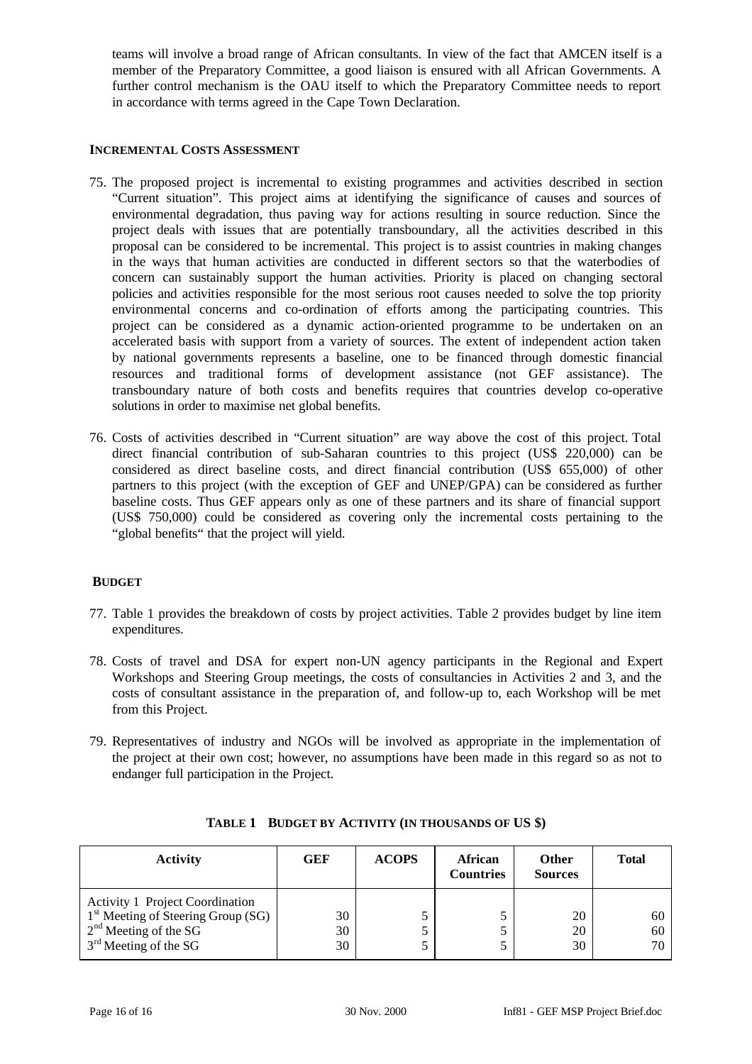teams will involve a broad range of African consultants. In view of the fact that AMCEN itself is a member of the Preparatory Committee, a good liaison is ensured with all African Governments. A further control mechanism is the OAU itself to which the Preparatory Committee needs to report in accordance with terms agreed in the Cape Town Declaration.

#### INCREMENTAL COSTS ASSESSMENT

75. The proposed project is incremental to existing programmes and activities described in section "Current situation". This project aims at identifying the significance of causes and sources of environmental degradation, thus paving way for actions resulting in source reduction. Since the project deals with issues that are potentially transboundary, all the activities described in this proposal can be considered to be incremental. This project is to assist countries in making changes in the ways that human activities are conducted in different sectors so that the waterbodies of concern can sustainably support the human activities. Priority is placed on changing sectoral policies and activities responsible for the most serious root causes needed to solve the top priority environmental concerns and co-ordination of efforts among the participating countries. This project can be considered as a dynamic action-oriented programme to be undertaken on an accelerated basis with support from a variety of sources. The extent of independent action taken by national governments represents a baseline, one to be financed through domestic financial resources and traditional forms of development assistance (not GEF assistance). The transboundary nature of both costs and benefits requires that countries develop co-operative solutions in order to maximise net global benefits.

76. Costs of activities described in "Current situation" are way above the cost of this project. Total direct financial contribution of sub-Saharan countries to this project (US$ 220,000) can be considered as direct baseline costs, and direct financial contribution (US$ 655,000) of other partners to this project (with the exception of GEF and UNEP/GPA) can be considered as further baseline costs. Thus GEF appears only as one of these partners and its share of financial support (US$ 750,000) could be considered as covering only the incremental costs pertaining to the "global benefits" that the project will yield.

#### BUDGET

77. Table 1 provides the breakdown of costs by project activities. Table 2 provides budget by line item expenditures.

78. Costs of travel and DSA for expert non-UN agency participants in the Regional and Expert Workshops and Steering Group meetings, the costs of consultancies in Activities 2 and 3, and the costs of consultant assistance in the preparation of, and follow-up to, each Workshop will be met from this Project.

79. Representatives of industry and NGOs will be involved as appropriate in the implementation of the project at their own cost; however, no assumptions have been made in this regard so as not to endanger full participation in the Project.

**TABLE 1 BUDGET BY ACTIVITY (IN THOUSANDS OF US $)**

| Activity | GEF | ACOPS | African Countries | Other Sources | Total |
|---|---|---|---|---|---|
| Activity 1 Project Coordination | | | | | |
| 1st Meeting of Steering Group (SG) | 30 | 5 | 5 | 20 | 60 |
| 2nd Meeting of the SG | 30 | 5 | 5 | 20 | 60 |
| 3rd Meeting of the SG | 30 | 5 | 5 | 30 | 70 |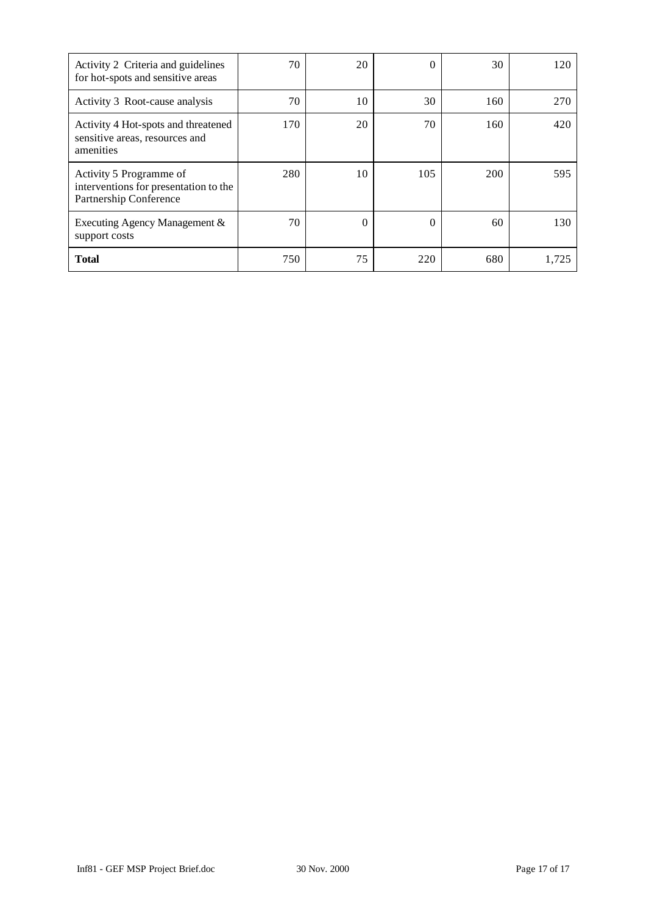| | | | | | |
|---|---|---|---|---|---|
| Activity 2 Criteria and guidelines for hot-spots and sensitive areas | 70 | 20 | 0 | 30 | 120 |
| Activity 3 Root-cause analysis | 70 | 10 | 30 | 160 | 270 |
| Activity 4 Hot-spots and threatened sensitive areas, resources and amenities | 170 | 20 | 70 | 160 | 420 |
| Activity 5 Programme of interventions for presentation to the Partnership Conference | 280 | 10 | 105 | 200 | 595 |
| Executing Agency Management & support costs | 70 | 0 | 0 | 60 | 130 |
| **Total** | 750 | 75 | 220 | 680 | 1,725 |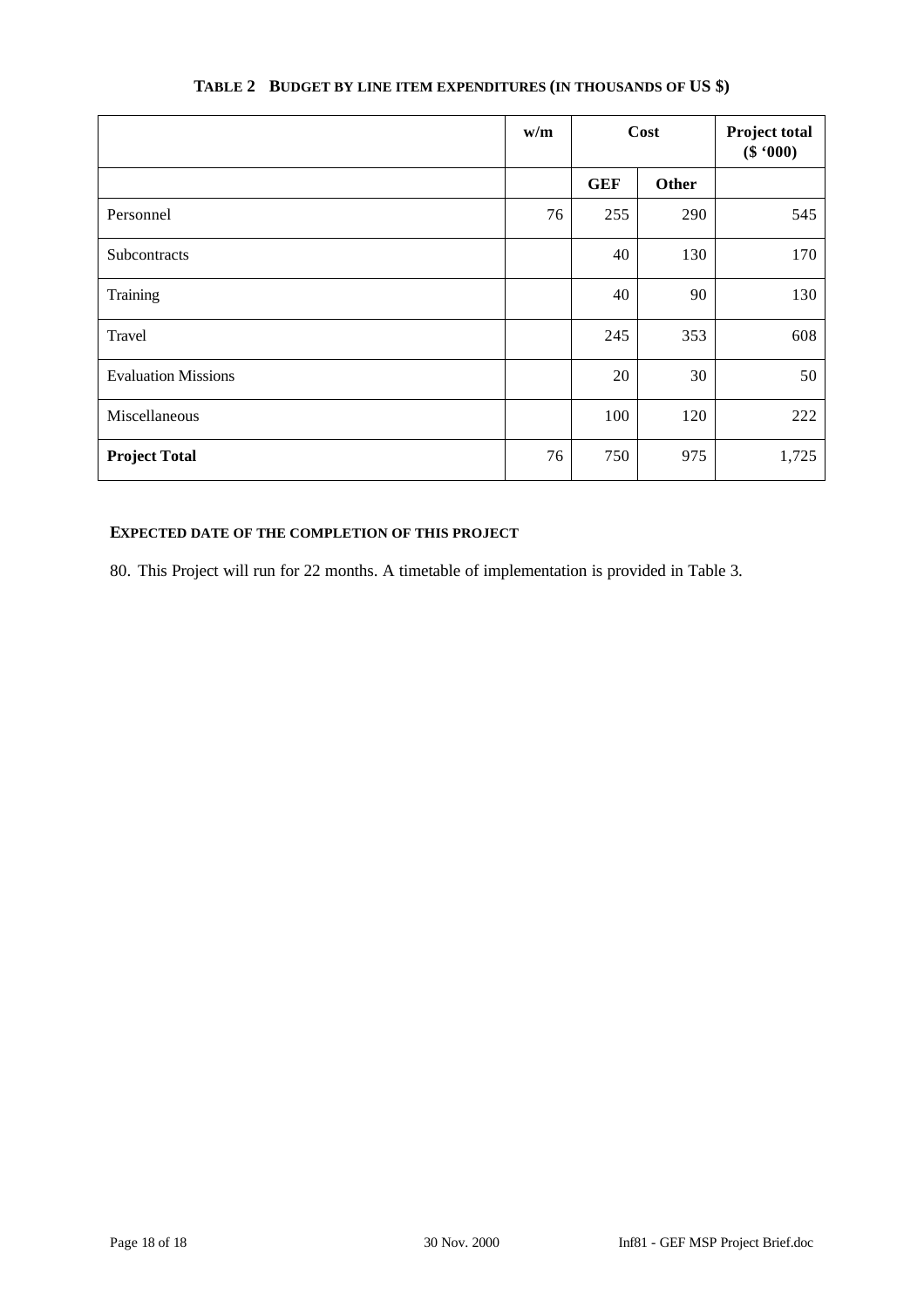**TABLE 2 BUDGET BY LINE ITEM EXPENDITURES (IN THOUSANDS OF US $)**

| | w/m | Cost | | Project total ($ '000) |
|---|---|---|---|---|
| | | GEF | Other | |
| Personnel | 76 | 255 | 290 | 545 |
| Subcontracts | | 40 | 130 | 170 |
| Training | | 40 | 90 | 130 |
| Travel | | 245 | 353 | 608 |
| Evaluation Missions | | 20 | 30 | 50 |
| Miscellaneous | | 100 | 120 | 222 |
| **Project Total** | 76 | 750 | 975 | 1,725 |

**EXPECTED DATE OF THE COMPLETION OF THIS PROJECT**

80. This Project will run for 22 months. A timetable of implementation is provided in Table 3.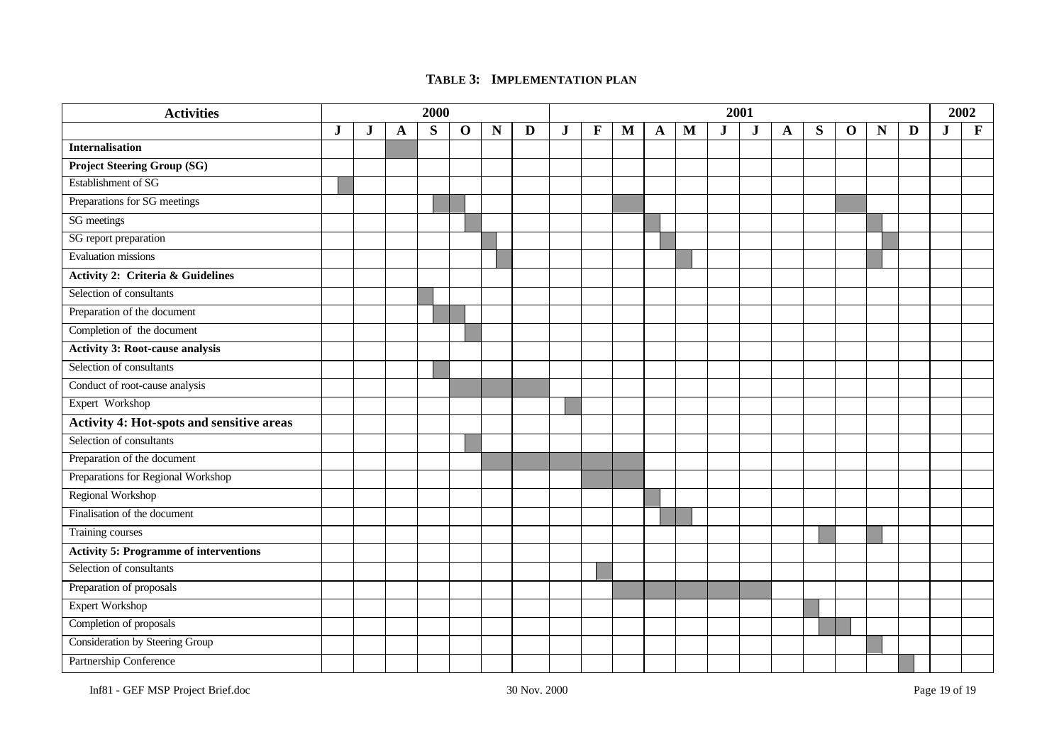**TABLE 3: IMPLEMENTATION PLAN**

| Activities | 2000 | | | | | | | 2001 | | | | | | | | | | | | 2002 | |
|---|---|---|---|---|---|---|---|---|---|---|---|---|---|---|---|---|---|---|---|---|---|
| | J | J | A | S | O | N | D | J | F | M | A | M | J | J | A | S | O | N | D | J | F |
| **Internalisation** | | | ■ | | | | | | | | | | | | | | | | | | |
| **Project Steering Group (SG)** | | | | | | | | | | | | | | | | | | | | | |
| Establishment of SG | ■ | | | | | | | | | | | | | | | | | | | | |
| Preparations for SG meetings | | | | ■ | ■ | | | | | ■ | | | | | | | ■ | | | | |
| SG meetings | | | | | ■ | | | | | | ■ | | | | | | | ■ | | | |
| SG report preparation | | | | | | ■ | | | | | ■ | | | | | | | ■ | | | |
| Evaluation missions | | | | | | ■ | | | | | | ■ | | | | | | ■ | | | |
| **Activity 2: Criteria & Guidelines** | | | | | | | | | | | | | | | | | | | | | |
| Selection of consultants | | | | ■ | | | | | | | | | | | | | | | | | |
| Preparation of the document | | | | ■ | ■ | | | | | | | | | | | | | | | | |
| Completion of the document | | | | | ■ | | | | | | | | | | | | | | | | |
| **Activity 3: Root-cause analysis** | | | | | | | | | | | | | | | | | | | | | |
| Selection of consultants | | | | ■ | | | | | | | | | | | | | | | | | |
| Conduct of root-cause analysis | | | | | ■ | ■ | ■ | | | | | | | | | | | | | | |
| Expert Workshop | | | | | | | | ■ | | | | | | | | | | | | | |
| **Activity 4: Hot-spots and sensitive areas** | | | | | | | | | | | | | | | | | | | | | |
| Selection of consultants | | | | | ■ | | | | | | | | | | | | | | | | |
| Preparation of the document | | | | | | ■ | ■ | ■ | ■ | ■ | | | | | | | | | | | |
| Preparations for Regional Workshop | | | | | | | | | ■ | ■ | | | | | | | | | | | |
| Regional Workshop | | | | | | | | | | | ■ | | | | | | | | | | |
| Finalisation of the document | | | | | | | | | | | ■ | ■ | | | | | | | | | |
| Training courses | | | | | | | | | | | | | | | | ■ | | ■ | | | |
| **Activity 5: Programme of interventions** | | | | | | | | | | | | | | | | | | | | | |
| Selection of consultants | | | | | | | | | ■ | | | | | | | | | | | | |
| Preparation of proposals | | | | | | | | | | ■ | ■ | ■ | ■ | ■ | | | | | | | |
| Expert Workshop | | | | | | | | | | | | | | | | ■ | | | | | |
| Completion of proposals | | | | | | | | | | | | | | | | ■ | ■ | | | | |
| Consideration by Steering Group | | | | | | | | | | | | | | | | | | ■ | | | |
| Partnership Conference | | | | | | | | | | | | | | | | | | | ■ | | |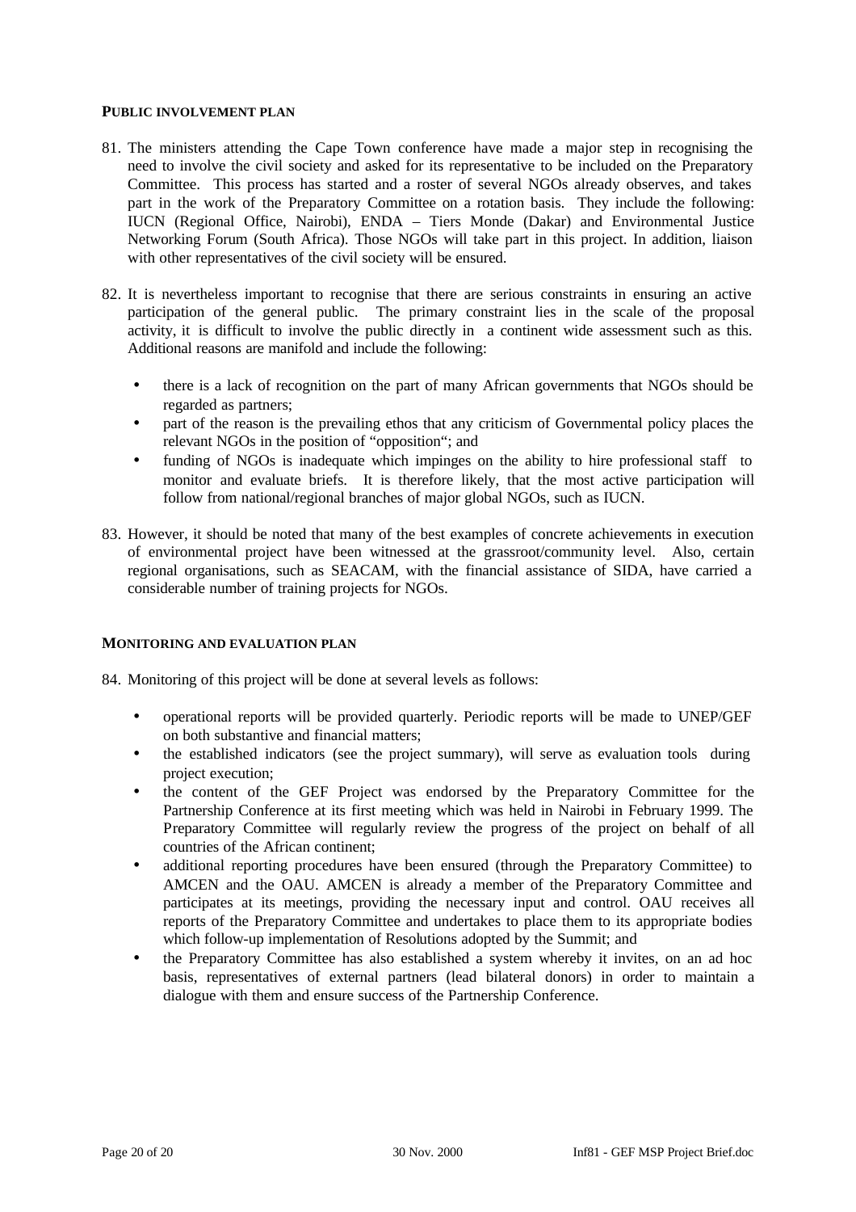**PUBLIC INVOLVEMENT PLAN**

81. The ministers attending the Cape Town conference have made a major step in recognising the need to involve the civil society and asked for its representative to be included on the Preparatory Committee. This process has started and a roster of several NGOs already observes, and takes part in the work of the Preparatory Committee on a rotation basis. They include the following: IUCN (Regional Office, Nairobi), ENDA – Tiers Monde (Dakar) and Environmental Justice Networking Forum (South Africa). Those NGOs will take part in this project. In addition, liaison with other representatives of the civil society will be ensured.

82. It is nevertheless important to recognise that there are serious constraints in ensuring an active participation of the general public. The primary constraint lies in the scale of the proposal activity, it is difficult to involve the public directly in a continent wide assessment such as this. Additional reasons are manifold and include the following:

   - there is a lack of recognition on the part of many African governments that NGOs should be regarded as partners;
   - part of the reason is the prevailing ethos that any criticism of Governmental policy places the relevant NGOs in the position of "opposition"; and
   - funding of NGOs is inadequate which impinges on the ability to hire professional staff to monitor and evaluate briefs. It is therefore likely, that the most active participation will follow from national/regional branches of major global NGOs, such as IUCN.

83. However, it should be noted that many of the best examples of concrete achievements in execution of environmental project have been witnessed at the grassroot/community level. Also, certain regional organisations, such as SEACAM, with the financial assistance of SIDA, have carried a considerable number of training projects for NGOs.

**MONITORING AND EVALUATION PLAN**

84. Monitoring of this project will be done at several levels as follows:

   - operational reports will be provided quarterly. Periodic reports will be made to UNEP/GEF on both substantive and financial matters;
   - the established indicators (see the project summary), will serve as evaluation tools during project execution;
   - the content of the GEF Project was endorsed by the Preparatory Committee for the Partnership Conference at its first meeting which was held in Nairobi in February 1999. The Preparatory Committee will regularly review the progress of the project on behalf of all countries of the African continent;
   - additional reporting procedures have been ensured (through the Preparatory Committee) to AMCEN and the OAU. AMCEN is already a member of the Preparatory Committee and participates at its meetings, providing the necessary input and control. OAU receives all reports of the Preparatory Committee and undertakes to place them to its appropriate bodies which follow-up implementation of Resolutions adopted by the Summit; and
   - the Preparatory Committee has also established a system whereby it invites, on an ad hoc basis, representatives of external partners (lead bilateral donors) in order to maintain a dialogue with them and ensure success of the Partnership Conference.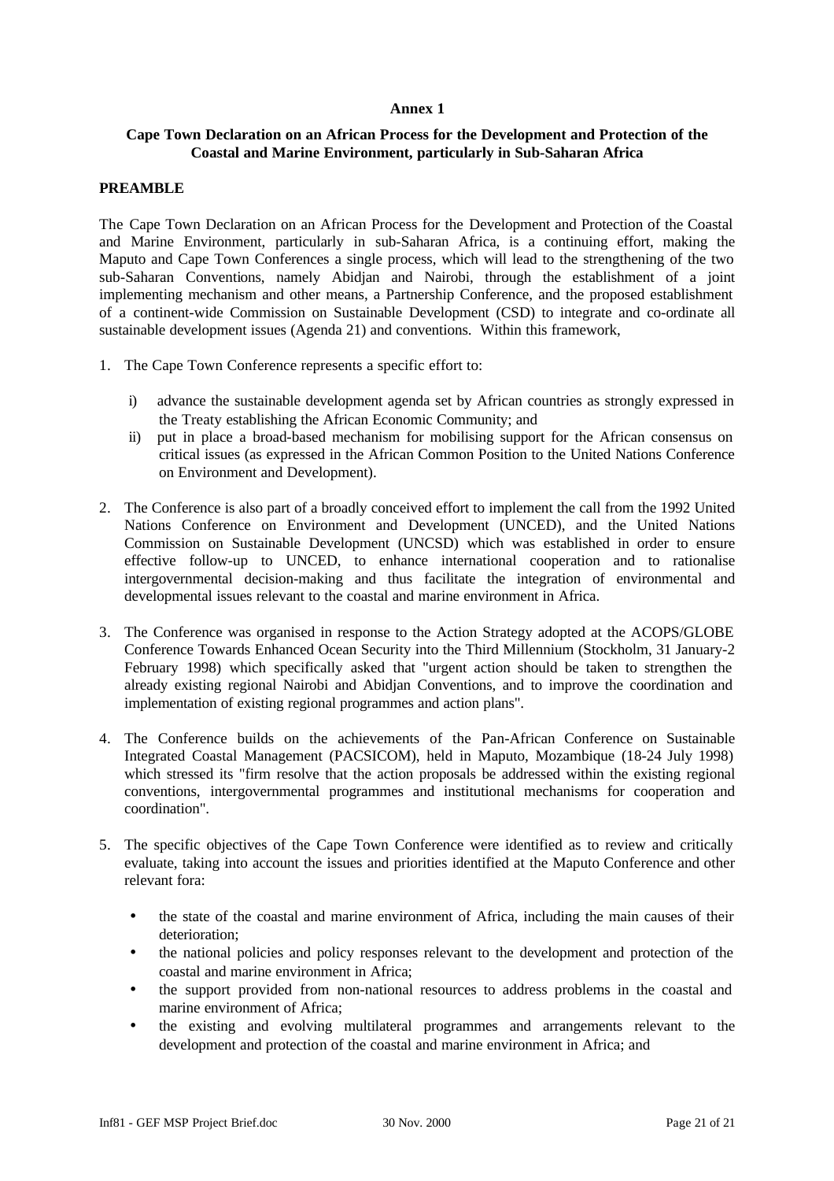**Annex 1**

**Cape Town Declaration on an African Process for the Development and Protection of the Coastal and Marine Environment, particularly in Sub-Saharan Africa**

**PREAMBLE**

The Cape Town Declaration on an African Process for the Development and Protection of the Coastal and Marine Environment, particularly in sub-Saharan Africa, is a continuing effort, making the Maputo and Cape Town Conferences a single process, which will lead to the strengthening of the two sub-Saharan Conventions, namely Abidjan and Nairobi, through the establishment of a joint implementing mechanism and other means, a Partnership Conference, and the proposed establishment of a continent-wide Commission on Sustainable Development (CSD) to integrate and co-ordinate all sustainable development issues (Agenda 21) and conventions. Within this framework,

1. The Cape Town Conference represents a specific effort to:

   i) advance the sustainable development agenda set by African countries as strongly expressed in the Treaty establishing the African Economic Community; and
   ii) put in place a broad-based mechanism for mobilising support for the African consensus on critical issues (as expressed in the African Common Position to the United Nations Conference on Environment and Development).

2. The Conference is also part of a broadly conceived effort to implement the call from the 1992 United Nations Conference on Environment and Development (UNCED), and the United Nations Commission on Sustainable Development (UNCSD) which was established in order to ensure effective follow-up to UNCED, to enhance international cooperation and to rationalise intergovernmental decision-making and thus facilitate the integration of environmental and developmental issues relevant to the coastal and marine environment in Africa.

3. The Conference was organised in response to the Action Strategy adopted at the ACOPS/GLOBE Conference Towards Enhanced Ocean Security into the Third Millennium (Stockholm, 31 January-2 February 1998) which specifically asked that "urgent action should be taken to strengthen the already existing regional Nairobi and Abidjan Conventions, and to improve the coordination and implementation of existing regional programmes and action plans".

4. The Conference builds on the achievements of the Pan-African Conference on Sustainable Integrated Coastal Management (PACSICOM), held in Maputo, Mozambique (18-24 July 1998) which stressed its "firm resolve that the action proposals be addressed within the existing regional conventions, intergovernmental programmes and institutional mechanisms for cooperation and coordination".

5. The specific objectives of the Cape Town Conference were identified as to review and critically evaluate, taking into account the issues and priorities identified at the Maputo Conference and other relevant fora:

   - the state of the coastal and marine environment of Africa, including the main causes of their deterioration;
   - the national policies and policy responses relevant to the development and protection of the coastal and marine environment in Africa;
   - the support provided from non-national resources to address problems in the coastal and marine environment of Africa;
   - the existing and evolving multilateral programmes and arrangements relevant to the development and protection of the coastal and marine environment in Africa; and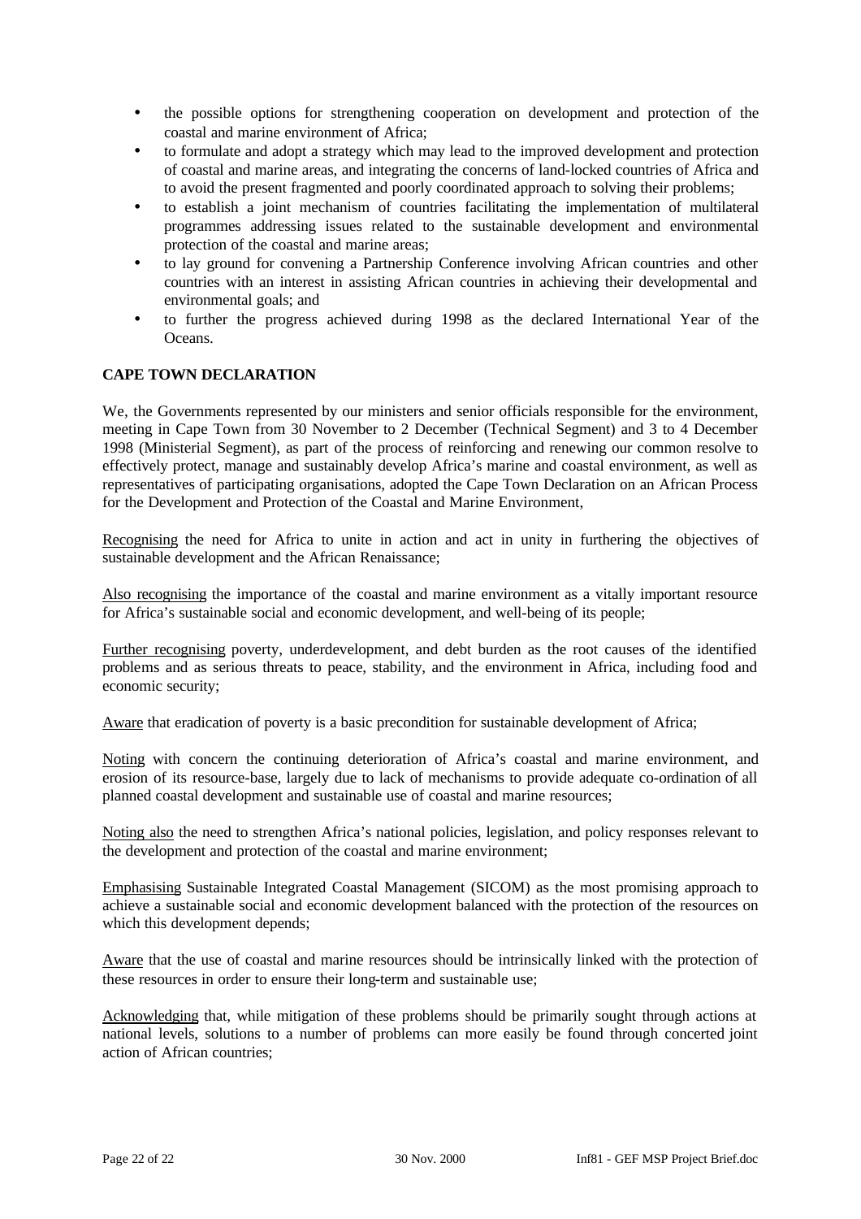- the possible options for strengthening cooperation on development and protection of the coastal and marine environment of Africa;
- to formulate and adopt a strategy which may lead to the improved development and protection of coastal and marine areas, and integrating the concerns of land-locked countries of Africa and to avoid the present fragmented and poorly coordinated approach to solving their problems;
- to establish a joint mechanism of countries facilitating the implementation of multilateral programmes addressing issues related to the sustainable development and environmental protection of the coastal and marine areas;
- to lay ground for convening a Partnership Conference involving African countries and other countries with an interest in assisting African countries in achieving their developmental and environmental goals; and
- to further the progress achieved during 1998 as the declared International Year of the Oceans.

**CAPE TOWN DECLARATION**

We, the Governments represented by our ministers and senior officials responsible for the environment, meeting in Cape Town from 30 November to 2 December (Technical Segment) and 3 to 4 December 1998 (Ministerial Segment), as part of the process of reinforcing and renewing our common resolve to effectively protect, manage and sustainably develop Africa's marine and coastal environment, as well as representatives of participating organisations, adopted the Cape Town Declaration on an African Process for the Development and Protection of the Coastal and Marine Environment,

Recognising the need for Africa to unite in action and act in unity in furthering the objectives of sustainable development and the African Renaissance;

Also recognising the importance of the coastal and marine environment as a vitally important resource for Africa's sustainable social and economic development, and well-being of its people;

Further recognising poverty, underdevelopment, and debt burden as the root causes of the identified problems and as serious threats to peace, stability, and the environment in Africa, including food and economic security;

Aware that eradication of poverty is a basic precondition for sustainable development of Africa;

Noting with concern the continuing deterioration of Africa's coastal and marine environment, and erosion of its resource-base, largely due to lack of mechanisms to provide adequate co-ordination of all planned coastal development and sustainable use of coastal and marine resources;

Noting also the need to strengthen Africa's national policies, legislation, and policy responses relevant to the development and protection of the coastal and marine environment;

Emphasising Sustainable Integrated Coastal Management (SICOM) as the most promising approach to achieve a sustainable social and economic development balanced with the protection of the resources on which this development depends;

Aware that the use of coastal and marine resources should be intrinsically linked with the protection of these resources in order to ensure their long-term and sustainable use;

Acknowledging that, while mitigation of these problems should be primarily sought through actions at national levels, solutions to a number of problems can more easily be found through concerted joint action of African countries;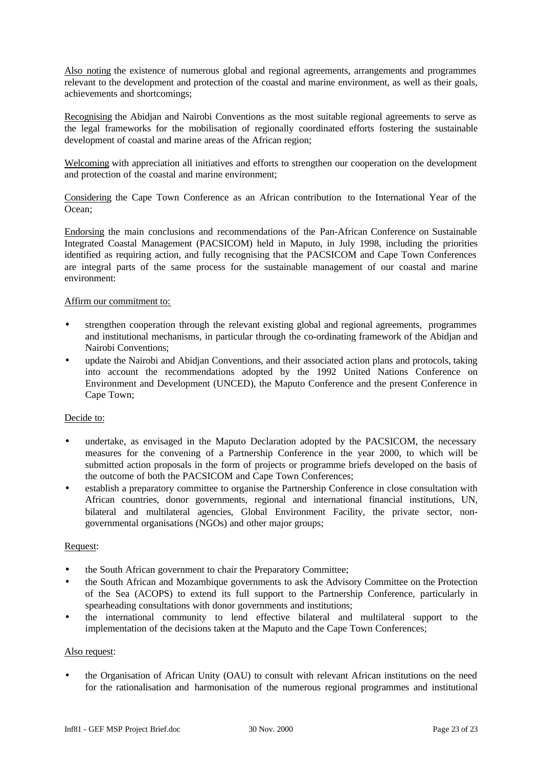Also noting the existence of numerous global and regional agreements, arrangements and programmes relevant to the development and protection of the coastal and marine environment, as well as their goals, achievements and shortcomings;

Recognising the Abidjan and Nairobi Conventions as the most suitable regional agreements to serve as the legal frameworks for the mobilisation of regionally coordinated efforts fostering the sustainable development of coastal and marine areas of the African region;

Welcoming with appreciation all initiatives and efforts to strengthen our cooperation on the development and protection of the coastal and marine environment;

Considering the Cape Town Conference as an African contribution to the International Year of the Ocean;

Endorsing the main conclusions and recommendations of the Pan-African Conference on Sustainable Integrated Coastal Management (PACSICOM) held in Maputo, in July 1998, including the priorities identified as requiring action, and fully recognising that the PACSICOM and Cape Town Conferences are integral parts of the same process for the sustainable management of our coastal and marine environment:

Affirm our commitment to:

- strengthen cooperation through the relevant existing global and regional agreements, programmes and institutional mechanisms, in particular through the co-ordinating framework of the Abidjan and Nairobi Conventions;
- update the Nairobi and Abidjan Conventions, and their associated action plans and protocols, taking into account the recommendations adopted by the 1992 United Nations Conference on Environment and Development (UNCED), the Maputo Conference and the present Conference in Cape Town;

Decide to:

- undertake, as envisaged in the Maputo Declaration adopted by the PACSICOM, the necessary measures for the convening of a Partnership Conference in the year 2000, to which will be submitted action proposals in the form of projects or programme briefs developed on the basis of the outcome of both the PACSICOM and Cape Town Conferences;
- establish a preparatory committee to organise the Partnership Conference in close consultation with African countries, donor governments, regional and international financial institutions, UN, bilateral and multilateral agencies, Global Environment Facility, the private sector, non-governmental organisations (NGOs) and other major groups;

Request:

- the South African government to chair the Preparatory Committee;
- the South African and Mozambique governments to ask the Advisory Committee on the Protection of the Sea (ACOPS) to extend its full support to the Partnership Conference, particularly in spearheading consultations with donor governments and institutions;
- the international community to lend effective bilateral and multilateral support to the implementation of the decisions taken at the Maputo and the Cape Town Conferences;

Also request:

- the Organisation of African Unity (OAU) to consult with relevant African institutions on the need for the rationalisation and harmonisation of the numerous regional programmes and institutional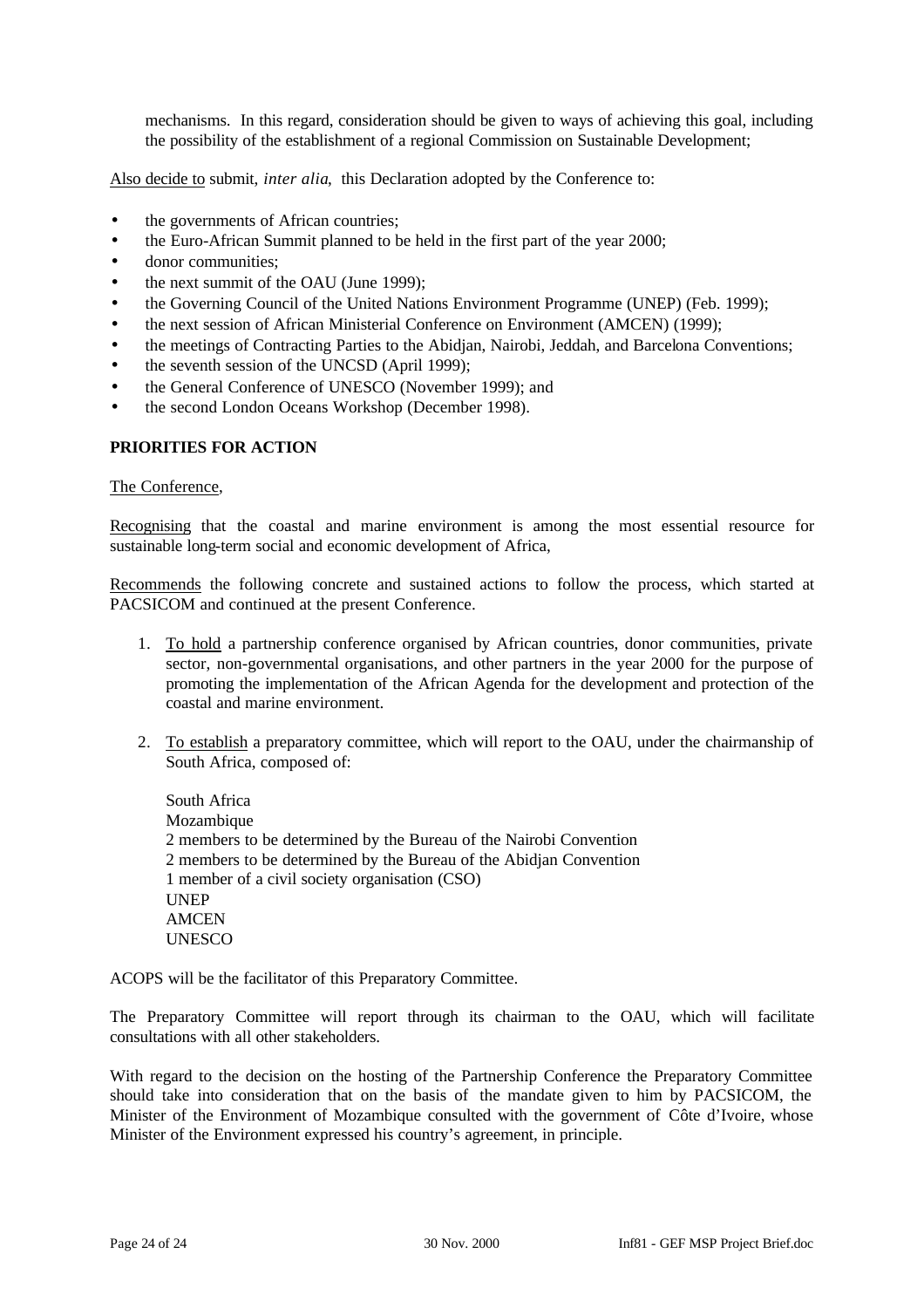mechanisms. In this regard, consideration should be given to ways of achieving this goal, including the possibility of the establishment of a regional Commission on Sustainable Development;

Also decide to submit, *inter alia*, this Declaration adopted by the Conference to:

- the governments of African countries;
- the Euro-African Summit planned to be held in the first part of the year 2000;
- donor communities;
- the next summit of the OAU (June 1999);
- the Governing Council of the United Nations Environment Programme (UNEP) (Feb. 1999);
- the next session of African Ministerial Conference on Environment (AMCEN) (1999);
- the meetings of Contracting Parties to the Abidjan, Nairobi, Jeddah, and Barcelona Conventions;
- the seventh session of the UNCSD (April 1999);
- the General Conference of UNESCO (November 1999); and
- the second London Oceans Workshop (December 1998).

**PRIORITIES FOR ACTION**

The Conference,

Recognising that the coastal and marine environment is among the most essential resource for sustainable long-term social and economic development of Africa,

Recommends the following concrete and sustained actions to follow the process, which started at PACSICOM and continued at the present Conference.

1. To hold a partnership conference organised by African countries, donor communities, private sector, non-governmental organisations, and other partners in the year 2000 for the purpose of promoting the implementation of the African Agenda for the development and protection of the coastal and marine environment.

2. To establish a preparatory committee, which will report to the OAU, under the chairmanship of South Africa, composed of:

   South Africa
   Mozambique
   2 members to be determined by the Bureau of the Nairobi Convention
   2 members to be determined by the Bureau of the Abidjan Convention
   1 member of a civil society organisation (CSO)
   UNEP
   AMCEN
   UNESCO

ACOPS will be the facilitator of this Preparatory Committee.

The Preparatory Committee will report through its chairman to the OAU, which will facilitate consultations with all other stakeholders.

With regard to the decision on the hosting of the Partnership Conference the Preparatory Committee should take into consideration that on the basis of the mandate given to him by PACSICOM, the Minister of the Environment of Mozambique consulted with the government of Côte d'Ivoire, whose Minister of the Environment expressed his country's agreement, in principle.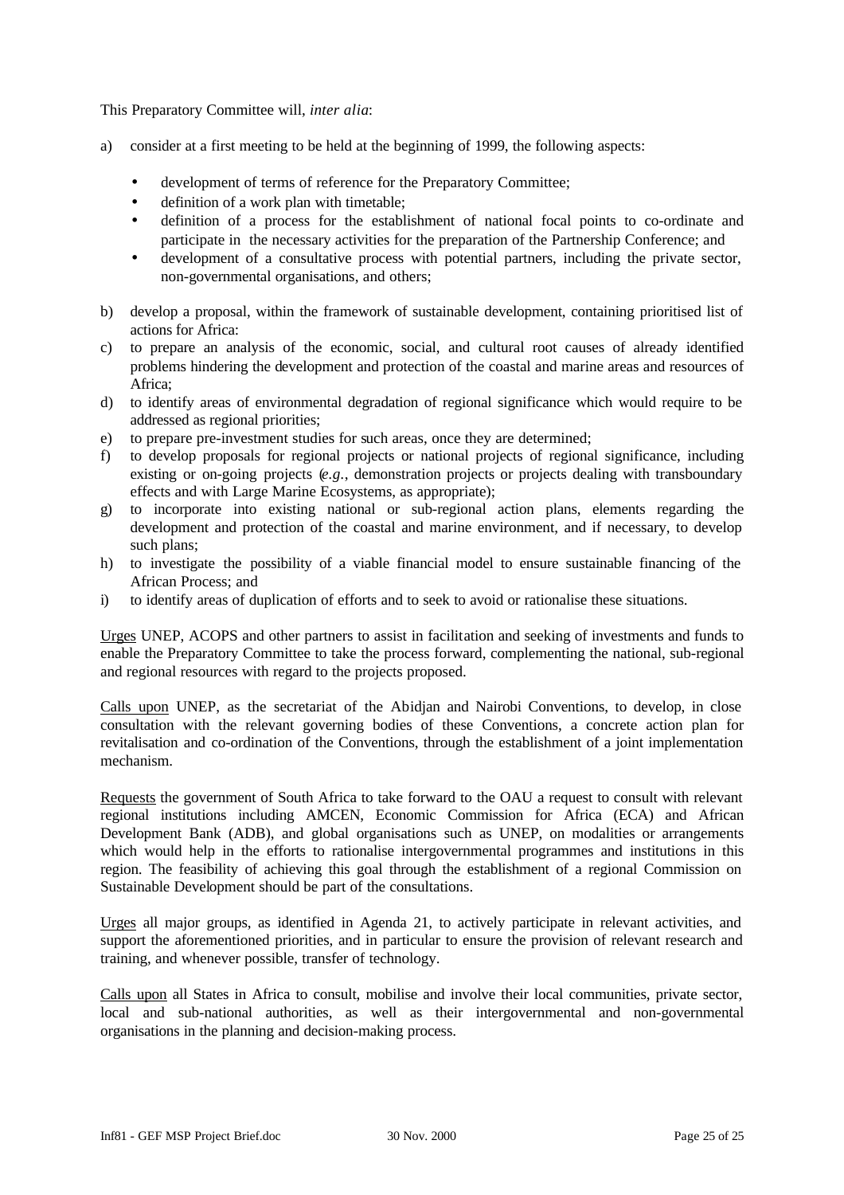This Preparatory Committee will, *inter alia*:

a) consider at a first meeting to be held at the beginning of 1999, the following aspects:

   - development of terms of reference for the Preparatory Committee;
   - definition of a work plan with timetable;
   - definition of a process for the establishment of national focal points to co-ordinate and participate in the necessary activities for the preparation of the Partnership Conference; and
   - development of a consultative process with potential partners, including the private sector, non-governmental organisations, and others;

b) develop a proposal, within the framework of sustainable development, containing prioritised list of actions for Africa:

c) to prepare an analysis of the economic, social, and cultural root causes of already identified problems hindering the development and protection of the coastal and marine areas and resources of Africa;

d) to identify areas of environmental degradation of regional significance which would require to be addressed as regional priorities;

e) to prepare pre-investment studies for such areas, once they are determined;

f) to develop proposals for regional projects or national projects of regional significance, including existing or on-going projects (*e.g.*, demonstration projects or projects dealing with transboundary effects and with Large Marine Ecosystems, as appropriate);

g) to incorporate into existing national or sub-regional action plans, elements regarding the development and protection of the coastal and marine environment, and if necessary, to develop such plans;

h) to investigate the possibility of a viable financial model to ensure sustainable financing of the African Process; and

i) to identify areas of duplication of efforts and to seek to avoid or rationalise these situations.

<u>Urges</u> UNEP, ACOPS and other partners to assist in facilitation and seeking of investments and funds to enable the Preparatory Committee to take the process forward, complementing the national, sub-regional and regional resources with regard to the projects proposed.

<u>Calls upon</u> UNEP, as the secretariat of the Abidjan and Nairobi Conventions, to develop, in close consultation with the relevant governing bodies of these Conventions, a concrete action plan for revitalisation and co-ordination of the Conventions, through the establishment of a joint implementation mechanism.

<u>Requests</u> the government of South Africa to take forward to the OAU a request to consult with relevant regional institutions including AMCEN, Economic Commission for Africa (ECA) and African Development Bank (ADB), and global organisations such as UNEP, on modalities or arrangements which would help in the efforts to rationalise intergovernmental programmes and institutions in this region. The feasibility of achieving this goal through the establishment of a regional Commission on Sustainable Development should be part of the consultations.

<u>Urges</u> all major groups, as identified in Agenda 21, to actively participate in relevant activities, and support the aforementioned priorities, and in particular to ensure the provision of relevant research and training, and whenever possible, transfer of technology.

<u>Calls upon</u> all States in Africa to consult, mobilise and involve their local communities, private sector, local and sub-national authorities, as well as their intergovernmental and non-governmental organisations in the planning and decision-making process.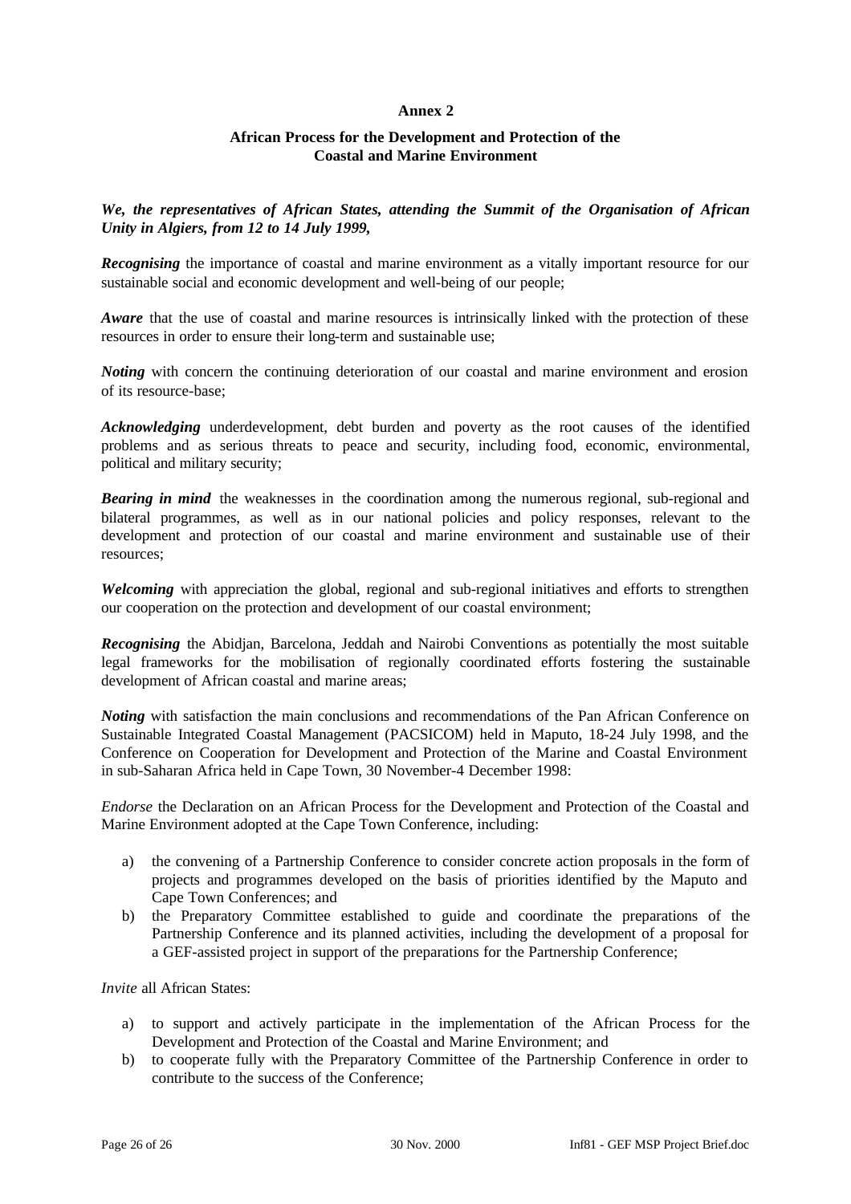**Annex 2**

**African Process for the Development and Protection of the Coastal and Marine Environment**

***We, the representatives of African States, attending the Summit of the Organisation of African Unity in Algiers, from 12 to 14 July 1999,***

***Recognising*** the importance of coastal and marine environment as a vitally important resource for our sustainable social and economic development and well-being of our people;

***Aware*** that the use of coastal and marine resources is intrinsically linked with the protection of these resources in order to ensure their long-term and sustainable use;

***Noting*** with concern the continuing deterioration of our coastal and marine environment and erosion of its resource-base;

***Acknowledging*** underdevelopment, debt burden and poverty as the root causes of the identified problems and as serious threats to peace and security, including food, economic, environmental, political and military security;

***Bearing in mind*** the weaknesses in the coordination among the numerous regional, sub-regional and bilateral programmes, as well as in our national policies and policy responses, relevant to the development and protection of our coastal and marine environment and sustainable use of their resources;

***Welcoming*** with appreciation the global, regional and sub-regional initiatives and efforts to strengthen our cooperation on the protection and development of our coastal environment;

***Recognising*** the Abidjan, Barcelona, Jeddah and Nairobi Conventions as potentially the most suitable legal frameworks for the mobilisation of regionally coordinated efforts fostering the sustainable development of African coastal and marine areas;

***Noting*** with satisfaction the main conclusions and recommendations of the Pan African Conference on Sustainable Integrated Coastal Management (PACSICOM) held in Maputo, 18-24 July 1998, and the Conference on Cooperation for Development and Protection of the Marine and Coastal Environment in sub-Saharan Africa held in Cape Town, 30 November-4 December 1998:

*Endorse* the Declaration on an African Process for the Development and Protection of the Coastal and Marine Environment adopted at the Cape Town Conference, including:

a) the convening of a Partnership Conference to consider concrete action proposals in the form of projects and programmes developed on the basis of priorities identified by the Maputo and Cape Town Conferences; and
b) the Preparatory Committee established to guide and coordinate the preparations of the Partnership Conference and its planned activities, including the development of a proposal for a GEF-assisted project in support of the preparations for the Partnership Conference;

*Invite* all African States:

a) to support and actively participate in the implementation of the African Process for the Development and Protection of the Coastal and Marine Environment; and
b) to cooperate fully with the Preparatory Committee of the Partnership Conference in order to contribute to the success of the Conference;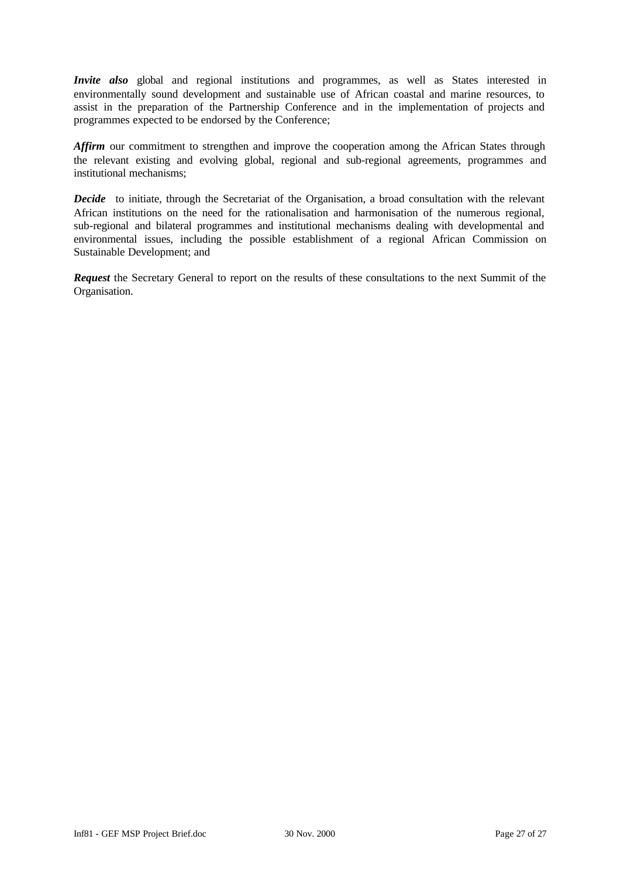***Invite also*** global and regional institutions and programmes, as well as States interested in environmentally sound development and sustainable use of African coastal and marine resources, to assist in the preparation of the Partnership Conference and in the implementation of projects and programmes expected to be endorsed by the Conference;

***Affirm*** our commitment to strengthen and improve the cooperation among the African States through the relevant existing and evolving global, regional and sub-regional agreements, programmes and institutional mechanisms;

***Decide*** to initiate, through the Secretariat of the Organisation, a broad consultation with the relevant African institutions on the need for the rationalisation and harmonisation of the numerous regional, sub-regional and bilateral programmes and institutional mechanisms dealing with developmental and environmental issues, including the possible establishment of a regional African Commission on Sustainable Development; and

***Request*** the Secretary General to report on the results of these consultations to the next Summit of the Organisation.